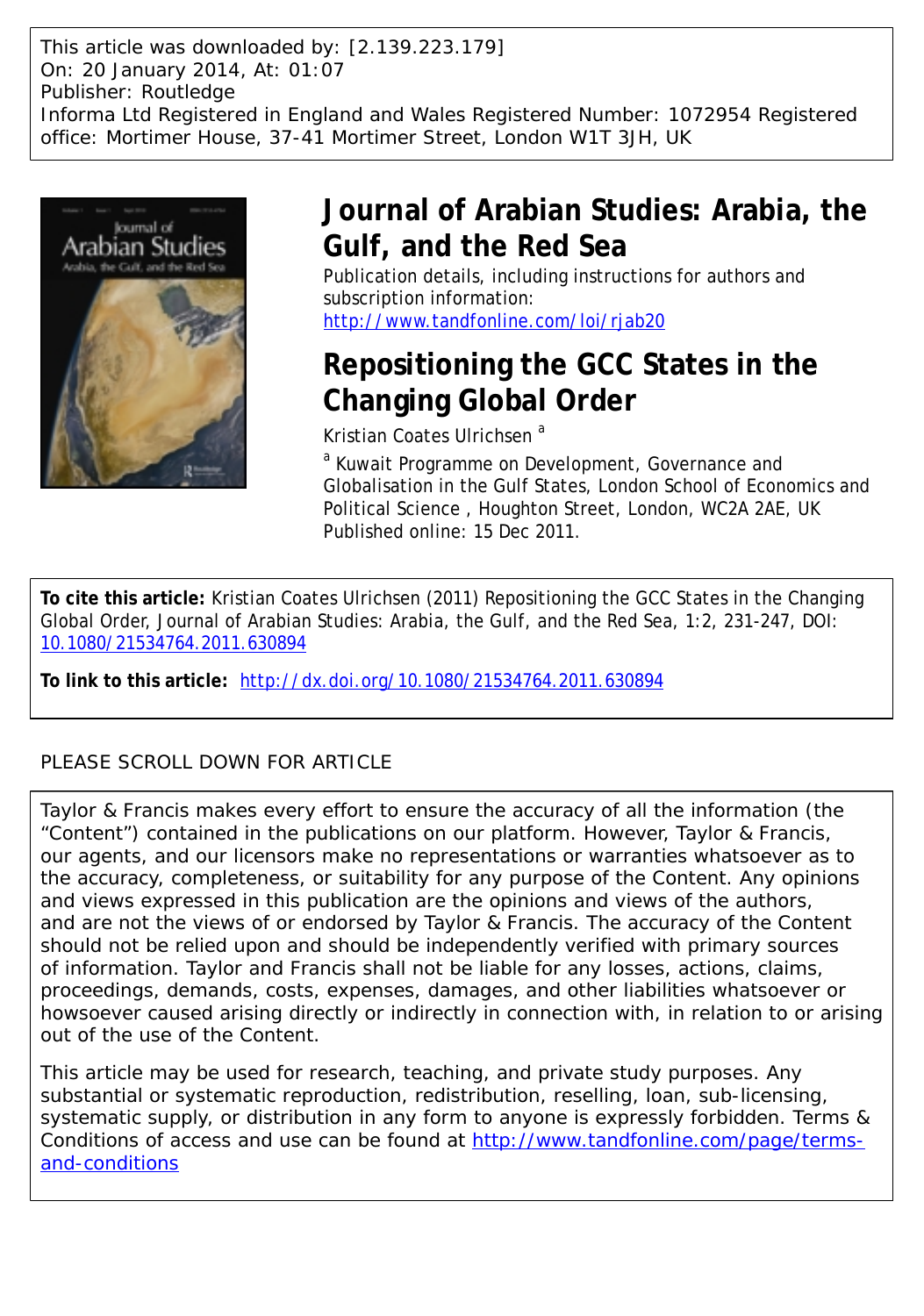This article was downloaded by: [2.139.223.179]
On: 20 January 2014, At: 01:07
Publisher: Routledge
Informa Ltd Registered in England and Wales Registered Number: 1072954 Registered office: Mortimer House, 37-41 Mortimer Street, London W1T 3JH, UK

# Journal of Arabian Studies: Arabia, the Gulf, and the Red Sea

Publication details, including instructions for authors and subscription information:
http://www.tandfonline.com/loi/rjab20

# Repositioning the GCC States in the Changing Global Order

Kristian Coates Ulrichsen [a]

[a] Kuwait Programme on Development, Governance and Globalisation in the Gulf States, London School of Economics and Political Science , Houghton Street, London, WC2A 2AE, UK

Published online: 15 Dec 2011.

**To cite this article:** Kristian Coates Ulrichsen (2011) Repositioning the GCC States in the Changing Global Order, Journal of Arabian Studies: Arabia, the Gulf, and the Red Sea, 1:2, 231-247, DOI: 10.1080/21534764.2011.630894

**To link to this article:** http://dx.doi.org/10.1080/21534764.2011.630894

PLEASE SCROLL DOWN FOR ARTICLE

Taylor & Francis makes every effort to ensure the accuracy of all the information (the "Content") contained in the publications on our platform. However, Taylor & Francis, our agents, and our licensors make no representations or warranties whatsoever as to the accuracy, completeness, or suitability for any purpose of the Content. Any opinions and views expressed in this publication are the opinions and views of the authors, and are not the views of or endorsed by Taylor & Francis. The accuracy of the Content should not be relied upon and should be independently verified with primary sources of information. Taylor and Francis shall not be liable for any losses, actions, claims, proceedings, demands, costs, expenses, damages, and other liabilities whatsoever or howsoever caused arising directly or indirectly in connection with, in relation to or arising out of the use of the Content.

This article may be used for research, teaching, and private study purposes. Any substantial or systematic reproduction, redistribution, reselling, loan, sub-licensing, systematic supply, or distribution in any form to anyone is expressly forbidden. Terms & Conditions of access and use can be found at http://www.tandfonline.com/page/terms-and-conditions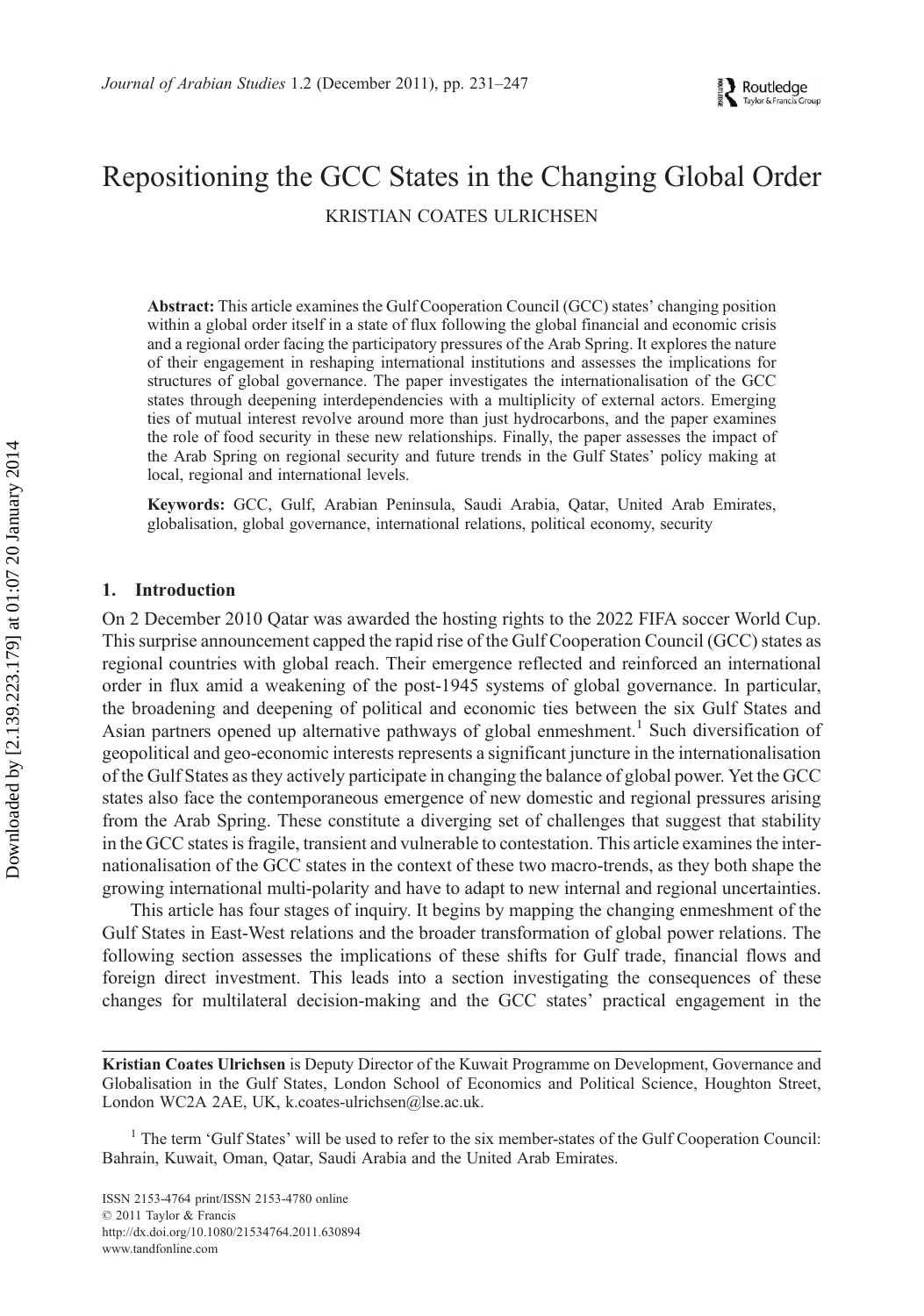# Repositioning the GCC States in the Changing Global Order

KRISTIAN COATES ULRICHSEN

**Abstract:** This article examines the Gulf Cooperation Council (GCC) states' changing position within a global order itself in a state of flux following the global financial and economic crisis and a regional order facing the participatory pressures of the Arab Spring. It explores the nature of their engagement in reshaping international institutions and assesses the implications for structures of global governance. The paper investigates the internationalisation of the GCC states through deepening interdependencies with a multiplicity of external actors. Emerging ties of mutual interest revolve around more than just hydrocarbons, and the paper examines the role of food security in these new relationships. Finally, the paper assesses the impact of the Arab Spring on regional security and future trends in the Gulf States' policy making at local, regional and international levels.

**Keywords:** GCC, Gulf, Arabian Peninsula, Saudi Arabia, Qatar, United Arab Emirates, globalisation, global governance, international relations, political economy, security

## 1. Introduction

On 2 December 2010 Qatar was awarded the hosting rights to the 2022 FIFA soccer World Cup. This surprise announcement capped the rapid rise of the Gulf Cooperation Council (GCC) states as regional countries with global reach. Their emergence reflected and reinforced an international order in flux amid a weakening of the post-1945 systems of global governance. In particular, the broadening and deepening of political and economic ties between the six Gulf States and Asian partners opened up alternative pathways of global enmeshment.[1] Such diversification of geopolitical and geo-economic interests represents a significant juncture in the internationalisation of the Gulf States as they actively participate in changing the balance of global power. Yet the GCC states also face the contemporaneous emergence of new domestic and regional pressures arising from the Arab Spring. These constitute a diverging set of challenges that suggest that stability in the GCC states is fragile, transient and vulnerable to contestation. This article examines the internationalisation of the GCC states in the context of these two macro-trends, as they both shape the growing international multi-polarity and have to adapt to new internal and regional uncertainties.

This article has four stages of inquiry. It begins by mapping the changing enmeshment of the Gulf States in East-West relations and the broader transformation of global power relations. The following section assesses the implications of these shifts for Gulf trade, financial flows and foreign direct investment. This leads into a section investigating the consequences of these changes for multilateral decision-making and the GCC states' practical engagement in the

---

**Kristian Coates Ulrichsen** is Deputy Director of the Kuwait Programme on Development, Governance and Globalisation in the Gulf States, London School of Economics and Political Science, Houghton Street, London WC2A 2AE, UK, k.coates-ulrichsen@lse.ac.uk.

[1] The term 'Gulf States' will be used to refer to the six member-states of the Gulf Cooperation Council: Bahrain, Kuwait, Oman, Qatar, Saudi Arabia and the United Arab Emirates.

ISSN 2153-4764 print/ISSN 2153-4780 online
© 2011 Taylor & Francis
http://dx.doi.org/10.1080/21534764.2011.630894
www.tandfonline.com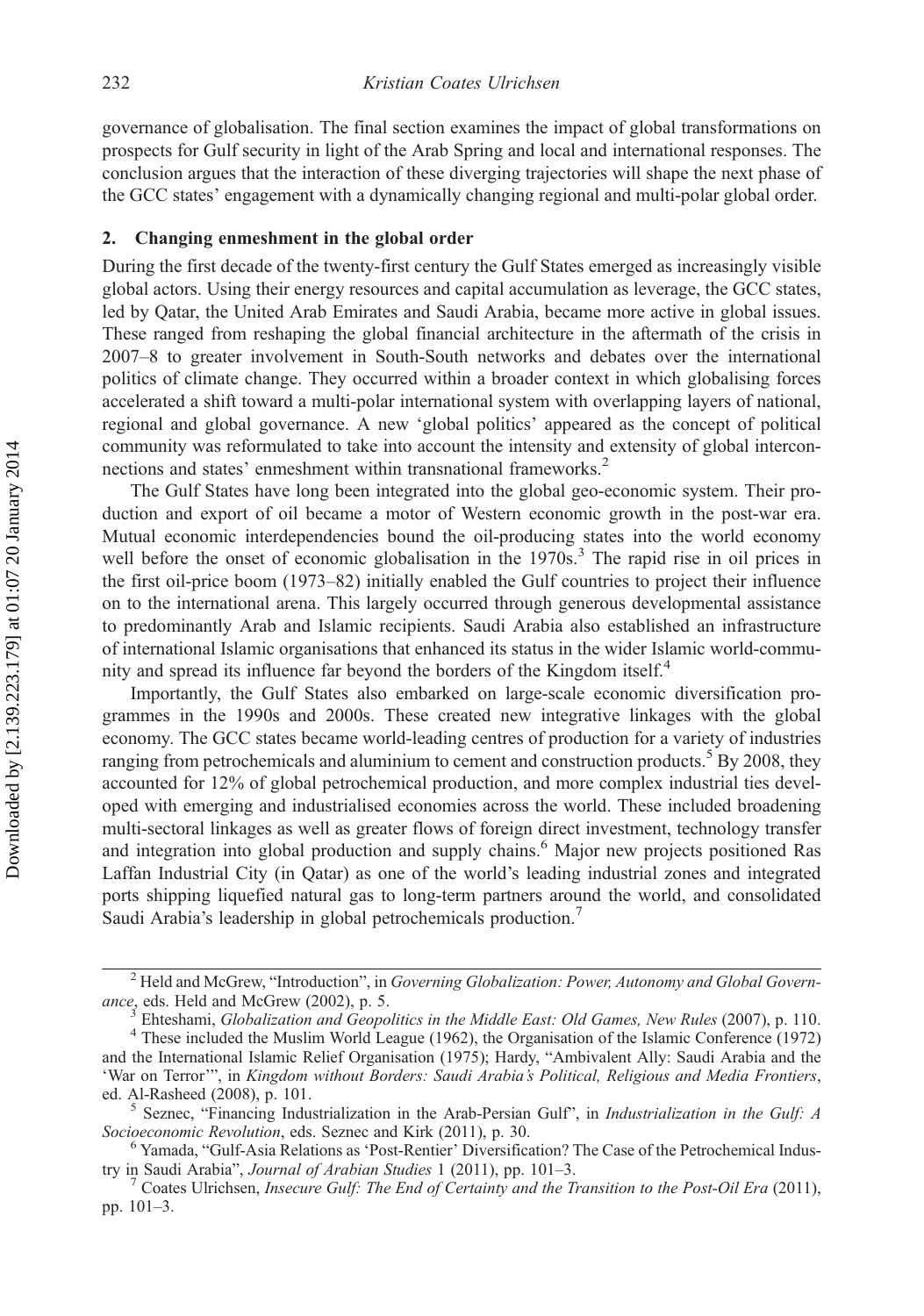governance of globalisation. The final section examines the impact of global transformations on prospects for Gulf security in light of the Arab Spring and local and international responses. The conclusion argues that the interaction of these diverging trajectories will shape the next phase of the GCC states' engagement with a dynamically changing regional and multi-polar global order.

## 2. Changing enmeshment in the global order

During the first decade of the twenty-first century the Gulf States emerged as increasingly visible global actors. Using their energy resources and capital accumulation as leverage, the GCC states, led by Qatar, the United Arab Emirates and Saudi Arabia, became more active in global issues. These ranged from reshaping the global financial architecture in the aftermath of the crisis in 2007–8 to greater involvement in South-South networks and debates over the international politics of climate change. They occurred within a broader context in which globalising forces accelerated a shift toward a multi-polar international system with overlapping layers of national, regional and global governance. A new 'global politics' appeared as the concept of political community was reformulated to take into account the intensity and extensity of global interconnections and states' enmeshment within transnational frameworks.[2]

The Gulf States have long been integrated into the global geo-economic system. Their production and export of oil became a motor of Western economic growth in the post-war era. Mutual economic interdependencies bound the oil-producing states into the world economy well before the onset of economic globalisation in the 1970s.[3] The rapid rise in oil prices in the first oil-price boom (1973–82) initially enabled the Gulf countries to project their influence on to the international arena. This largely occurred through generous developmental assistance to predominantly Arab and Islamic recipients. Saudi Arabia also established an infrastructure of international Islamic organisations that enhanced its status in the wider Islamic world-community and spread its influence far beyond the borders of the Kingdom itself.[4]

Importantly, the Gulf States also embarked on large-scale economic diversification programmes in the 1990s and 2000s. These created new integrative linkages with the global economy. The GCC states became world-leading centres of production for a variety of industries ranging from petrochemicals and aluminium to cement and construction products.[5] By 2008, they accounted for 12% of global petrochemical production, and more complex industrial ties developed with emerging and industrialised economies across the world. These included broadening multi-sectoral linkages as well as greater flows of foreign direct investment, technology transfer and integration into global production and supply chains.[6] Major new projects positioned Ras Laffan Industrial City (in Qatar) as one of the world's leading industrial zones and integrated ports shipping liquefied natural gas to long-term partners around the world, and consolidated Saudi Arabia's leadership in global petrochemicals production.[7]

---

[2] Held and McGrew, "Introduction", in *Governing Globalization: Power, Autonomy and Global Governance*, eds. Held and McGrew (2002), p. 5.

[3] Ehteshami, *Globalization and Geopolitics in the Middle East: Old Games, New Rules* (2007), p. 110.

[4] These included the Muslim World League (1962), the Organisation of the Islamic Conference (1972) and the International Islamic Relief Organisation (1975); Hardy, "Ambivalent Ally: Saudi Arabia and the 'War on Terror'", in *Kingdom without Borders: Saudi Arabia's Political, Religious and Media Frontiers*, ed. Al-Rasheed (2008), p. 101.

[5] Seznec, "Financing Industrialization in the Arab-Persian Gulf", in *Industrialization in the Gulf: A Socioeconomic Revolution*, eds. Seznec and Kirk (2011), p. 30.

[6] Yamada, "Gulf-Asia Relations as 'Post-Rentier' Diversification? The Case of the Petrochemical Industry in Saudi Arabia", *Journal of Arabian Studies* 1 (2011), pp. 101–3.

[7] Coates Ulrichsen, *Insecure Gulf: The End of Certainty and the Transition to the Post-Oil Era* (2011), pp. 101–3.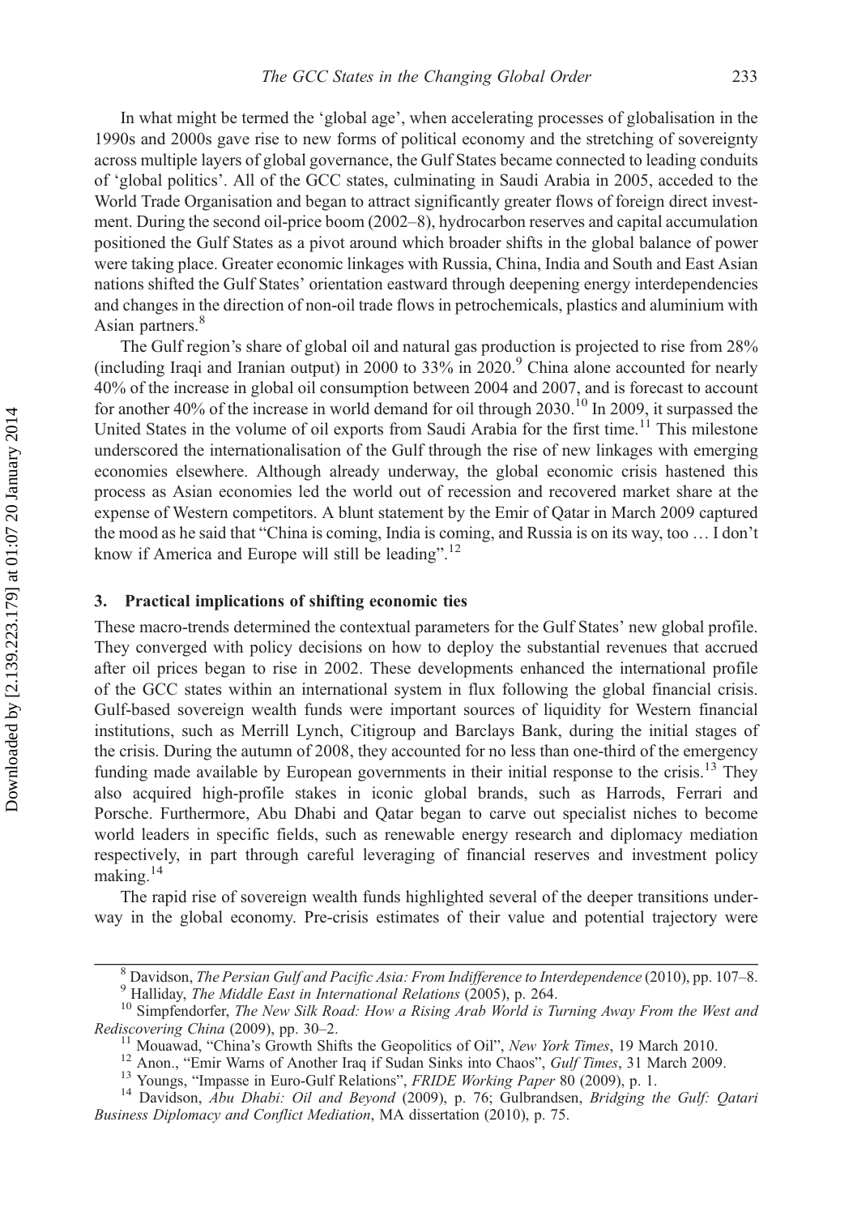In what might be termed the 'global age', when accelerating processes of globalisation in the 1990s and 2000s gave rise to new forms of political economy and the stretching of sovereignty across multiple layers of global governance, the Gulf States became connected to leading conduits of 'global politics'. All of the GCC states, culminating in Saudi Arabia in 2005, acceded to the World Trade Organisation and began to attract significantly greater flows of foreign direct investment. During the second oil-price boom (2002–8), hydrocarbon reserves and capital accumulation positioned the Gulf States as a pivot around which broader shifts in the global balance of power were taking place. Greater economic linkages with Russia, China, India and South and East Asian nations shifted the Gulf States' orientation eastward through deepening energy interdependencies and changes in the direction of non-oil trade flows in petrochemicals, plastics and aluminium with Asian partners.[8]

The Gulf region's share of global oil and natural gas production is projected to rise from 28% (including Iraqi and Iranian output) in 2000 to 33% in 2020.[9] China alone accounted for nearly 40% of the increase in global oil consumption between 2004 and 2007, and is forecast to account for another 40% of the increase in world demand for oil through 2030.[10] In 2009, it surpassed the United States in the volume of oil exports from Saudi Arabia for the first time.[11] This milestone underscored the internationalisation of the Gulf through the rise of new linkages with emerging economies elsewhere. Although already underway, the global economic crisis hastened this process as Asian economies led the world out of recession and recovered market share at the expense of Western competitors. A blunt statement by the Emir of Qatar in March 2009 captured the mood as he said that "China is coming, India is coming, and Russia is on its way, too … I don't know if America and Europe will still be leading".[12]

## 3. Practical implications of shifting economic ties

These macro-trends determined the contextual parameters for the Gulf States' new global profile. They converged with policy decisions on how to deploy the substantial revenues that accrued after oil prices began to rise in 2002. These developments enhanced the international profile of the GCC states within an international system in flux following the global financial crisis. Gulf-based sovereign wealth funds were important sources of liquidity for Western financial institutions, such as Merrill Lynch, Citigroup and Barclays Bank, during the initial stages of the crisis. During the autumn of 2008, they accounted for no less than one-third of the emergency funding made available by European governments in their initial response to the crisis.[13] They also acquired high-profile stakes in iconic global brands, such as Harrods, Ferrari and Porsche. Furthermore, Abu Dhabi and Qatar began to carve out specialist niches to become world leaders in specific fields, such as renewable energy research and diplomacy mediation respectively, in part through careful leveraging of financial reserves and investment policy making.[14]

The rapid rise of sovereign wealth funds highlighted several of the deeper transitions underway in the global economy. Pre-crisis estimates of their value and potential trajectory were

---

[8] Davidson, *The Persian Gulf and Pacific Asia: From Indifference to Interdependence* (2010), pp. 107–8.

[9] Halliday, *The Middle East in International Relations* (2005), p. 264.

[10] Simpfendorfer, *The New Silk Road: How a Rising Arab World is Turning Away From the West and Rediscovering China* (2009), pp. 30–2.

[11] Mouawad, "China's Growth Shifts the Geopolitics of Oil", *New York Times*, 19 March 2010.

[12] Anon., "Emir Warns of Another Iraq if Sudan Sinks into Chaos", *Gulf Times*, 31 March 2009.

[13] Youngs, "Impasse in Euro-Gulf Relations", *FRIDE Working Paper* 80 (2009), p. 1.

[14] Davidson, *Abu Dhabi: Oil and Beyond* (2009), p. 76; Gulbrandsen, *Bridging the Gulf: Qatari Business Diplomacy and Conflict Mediation*, MA dissertation (2010), p. 75.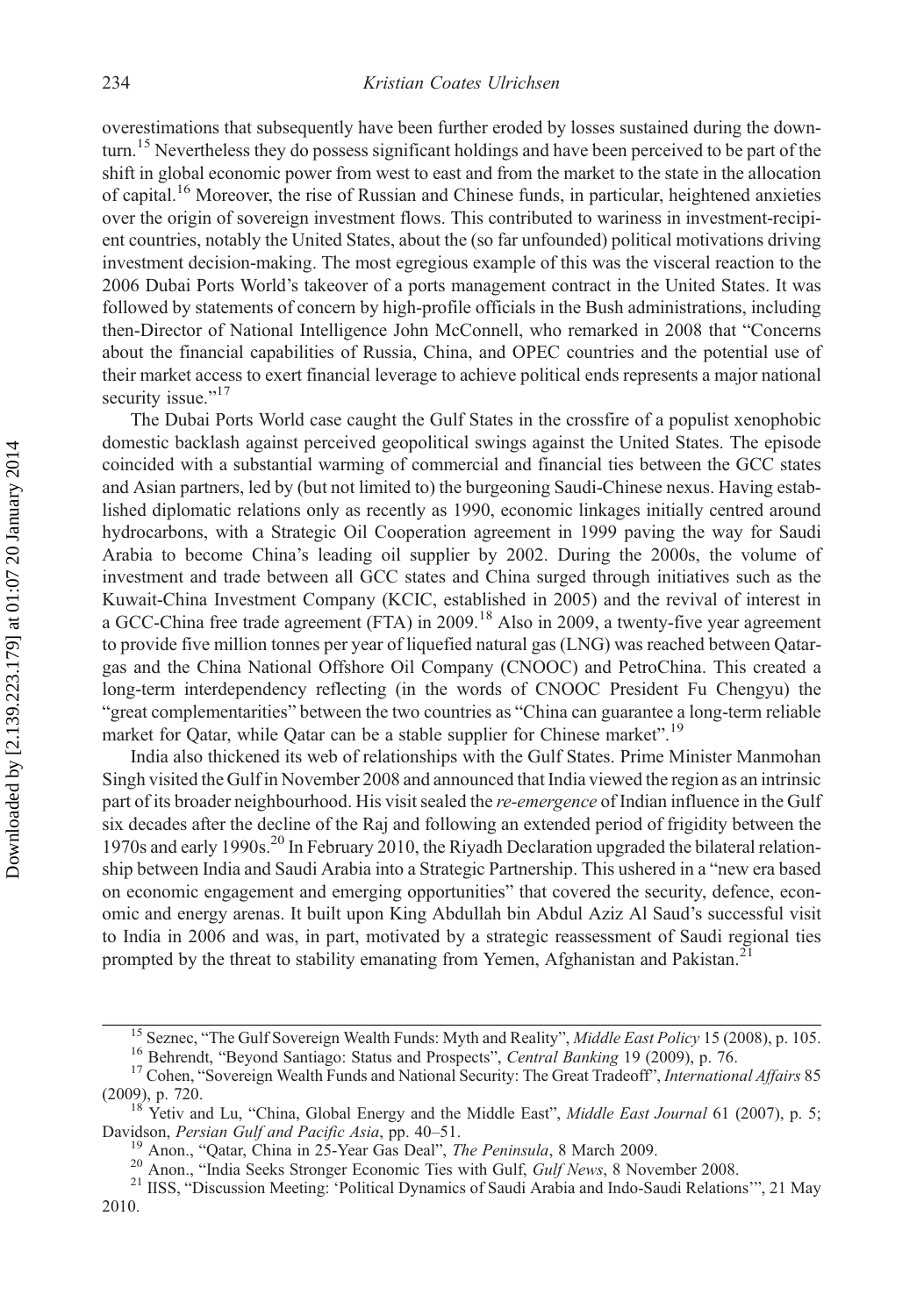overestimations that subsequently have been further eroded by losses sustained during the downturn.[15] Nevertheless they do possess significant holdings and have been perceived to be part of the shift in global economic power from west to east and from the market to the state in the allocation of capital.[16] Moreover, the rise of Russian and Chinese funds, in particular, heightened anxieties over the origin of sovereign investment flows. This contributed to wariness in investment-recipient countries, notably the United States, about the (so far unfounded) political motivations driving investment decision-making. The most egregious example of this was the visceral reaction to the 2006 Dubai Ports World's takeover of a ports management contract in the United States. It was followed by statements of concern by high-profile officials in the Bush administrations, including then-Director of National Intelligence John McConnell, who remarked in 2008 that "Concerns about the financial capabilities of Russia, China, and OPEC countries and the potential use of their market access to exert financial leverage to achieve political ends represents a major national security issue."[17]

The Dubai Ports World case caught the Gulf States in the crossfire of a populist xenophobic domestic backlash against perceived geopolitical swings against the United States. The episode coincided with a substantial warming of commercial and financial ties between the GCC states and Asian partners, led by (but not limited to) the burgeoning Saudi-Chinese nexus. Having established diplomatic relations only as recently as 1990, economic linkages initially centred around hydrocarbons, with a Strategic Oil Cooperation agreement in 1999 paving the way for Saudi Arabia to become China's leading oil supplier by 2002. During the 2000s, the volume of investment and trade between all GCC states and China surged through initiatives such as the Kuwait-China Investment Company (KCIC, established in 2005) and the revival of interest in a GCC-China free trade agreement (FTA) in 2009.[18] Also in 2009, a twenty-five year agreement to provide five million tonnes per year of liquefied natural gas (LNG) was reached between Qatargas and the China National Offshore Oil Company (CNOOC) and PetroChina. This created a long-term interdependency reflecting (in the words of CNOOC President Fu Chengyu) the "great complementarities" between the two countries as "China can guarantee a long-term reliable market for Qatar, while Qatar can be a stable supplier for Chinese market".[19]

India also thickened its web of relationships with the Gulf States. Prime Minister Manmohan Singh visited the Gulf in November 2008 and announced that India viewed the region as an intrinsic part of its broader neighbourhood. His visit sealed the *re-emergence* of Indian influence in the Gulf six decades after the decline of the Raj and following an extended period of frigidity between the 1970s and early 1990s.[20] In February 2010, the Riyadh Declaration upgraded the bilateral relationship between India and Saudi Arabia into a Strategic Partnership. This ushered in a "new era based on economic engagement and emerging opportunities" that covered the security, defence, economic and energy arenas. It built upon King Abdullah bin Abdul Aziz Al Saud's successful visit to India in 2006 and was, in part, motivated by a strategic reassessment of Saudi regional ties prompted by the threat to stability emanating from Yemen, Afghanistan and Pakistan.[21]

---

[15] Seznec, "The Gulf Sovereign Wealth Funds: Myth and Reality", *Middle East Policy* 15 (2008), p. 105.

[16] Behrendt, "Beyond Santiago: Status and Prospects", *Central Banking* 19 (2009), p. 76.

[17] Cohen, "Sovereign Wealth Funds and National Security: The Great Tradeoff", *International Affairs* 85 (2009), p. 720.

[18] Yetiv and Lu, "China, Global Energy and the Middle East", *Middle East Journal* 61 (2007), p. 5; Davidson, *Persian Gulf and Pacific Asia*, pp. 40–51.

[19] Anon., "Qatar, China in 25-Year Gas Deal", *The Peninsula*, 8 March 2009.

[20] Anon., "India Seeks Stronger Economic Ties with Gulf, *Gulf News*, 8 November 2008.

[21] IISS, "Discussion Meeting: 'Political Dynamics of Saudi Arabia and Indo-Saudi Relations'", 21 May 2010.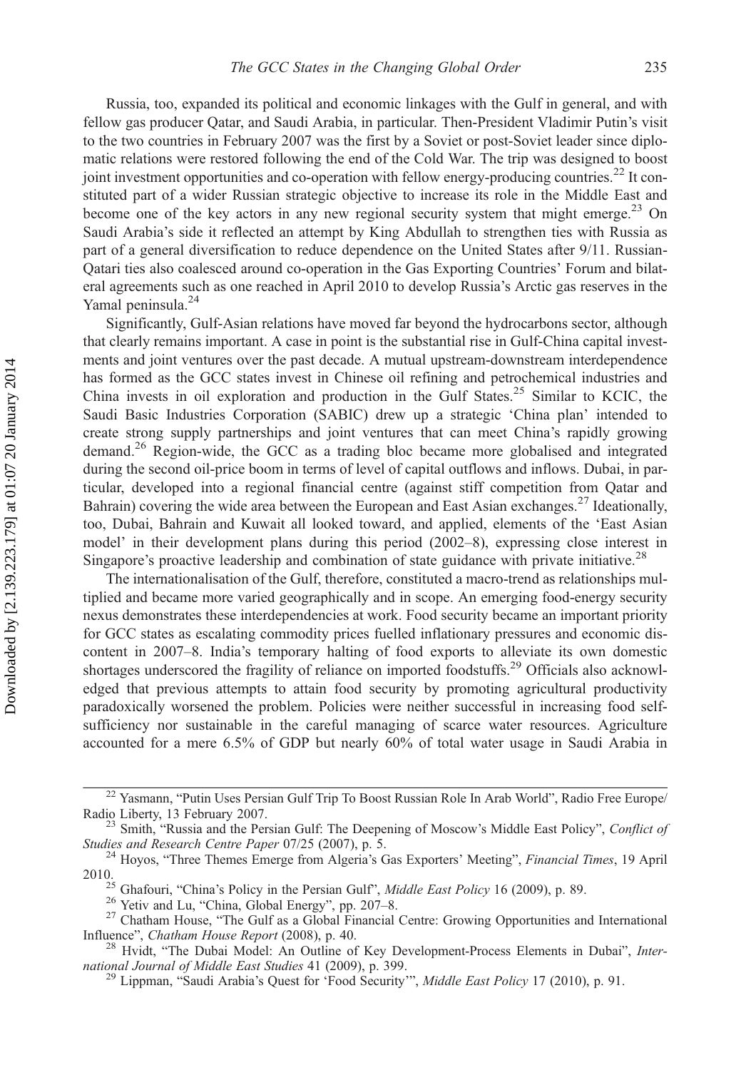Russia, too, expanded its political and economic linkages with the Gulf in general, and with fellow gas producer Qatar, and Saudi Arabia, in particular. Then-President Vladimir Putin's visit to the two countries in February 2007 was the first by a Soviet or post-Soviet leader since diplomatic relations were restored following the end of the Cold War. The trip was designed to boost joint investment opportunities and co-operation with fellow energy-producing countries.[22] It constituted part of a wider Russian strategic objective to increase its role in the Middle East and become one of the key actors in any new regional security system that might emerge.[23] On Saudi Arabia's side it reflected an attempt by King Abdullah to strengthen ties with Russia as part of a general diversification to reduce dependence on the United States after 9/11. Russian-Qatari ties also coalesced around co-operation in the Gas Exporting Countries' Forum and bilateral agreements such as one reached in April 2010 to develop Russia's Arctic gas reserves in the Yamal peninsula.[24]

Significantly, Gulf-Asian relations have moved far beyond the hydrocarbons sector, although that clearly remains important. A case in point is the substantial rise in Gulf-China capital investments and joint ventures over the past decade. A mutual upstream-downstream interdependence has formed as the GCC states invest in Chinese oil refining and petrochemical industries and China invests in oil exploration and production in the Gulf States.[25] Similar to KCIC, the Saudi Basic Industries Corporation (SABIC) drew up a strategic 'China plan' intended to create strong supply partnerships and joint ventures that can meet China's rapidly growing demand.[26] Region-wide, the GCC as a trading bloc became more globalised and integrated during the second oil-price boom in terms of level of capital outflows and inflows. Dubai, in particular, developed into a regional financial centre (against stiff competition from Qatar and Bahrain) covering the wide area between the European and East Asian exchanges.[27] Ideationally, too, Dubai, Bahrain and Kuwait all looked toward, and applied, elements of the 'East Asian model' in their development plans during this period (2002–8), expressing close interest in Singapore's proactive leadership and combination of state guidance with private initiative.[28]

The internationalisation of the Gulf, therefore, constituted a macro-trend as relationships multiplied and became more varied geographically and in scope. An emerging food-energy security nexus demonstrates these interdependencies at work. Food security became an important priority for GCC states as escalating commodity prices fuelled inflationary pressures and economic discontent in 2007–8. India's temporary halting of food exports to alleviate its own domestic shortages underscored the fragility of reliance on imported foodstuffs.[29] Officials also acknowledged that previous attempts to attain food security by promoting agricultural productivity paradoxically worsened the problem. Policies were neither successful in increasing food self-sufficiency nor sustainable in the careful managing of scarce water resources. Agriculture accounted for a mere 6.5% of GDP but nearly 60% of total water usage in Saudi Arabia in

---

[22] Yasmann, "Putin Uses Persian Gulf Trip To Boost Russian Role In Arab World", Radio Free Europe/Radio Liberty, 13 February 2007.

[23] Smith, "Russia and the Persian Gulf: The Deepening of Moscow's Middle East Policy", *Conflict of Studies and Research Centre Paper* 07/25 (2007), p. 5.

[24] Hoyos, "Three Themes Emerge from Algeria's Gas Exporters' Meeting", *Financial Times*, 19 April 2010.

[25] Ghafouri, "China's Policy in the Persian Gulf", *Middle East Policy* 16 (2009), p. 89.

[26] Yetiv and Lu, "China, Global Energy", pp. 207–8.

[27] Chatham House, "The Gulf as a Global Financial Centre: Growing Opportunities and International Influence", *Chatham House Report* (2008), p. 40.

[28] Hvidt, "The Dubai Model: An Outline of Key Development-Process Elements in Dubai", *International Journal of Middle East Studies* 41 (2009), p. 399.

[29] Lippman, "Saudi Arabia's Quest for 'Food Security'", *Middle East Policy* 17 (2010), p. 91.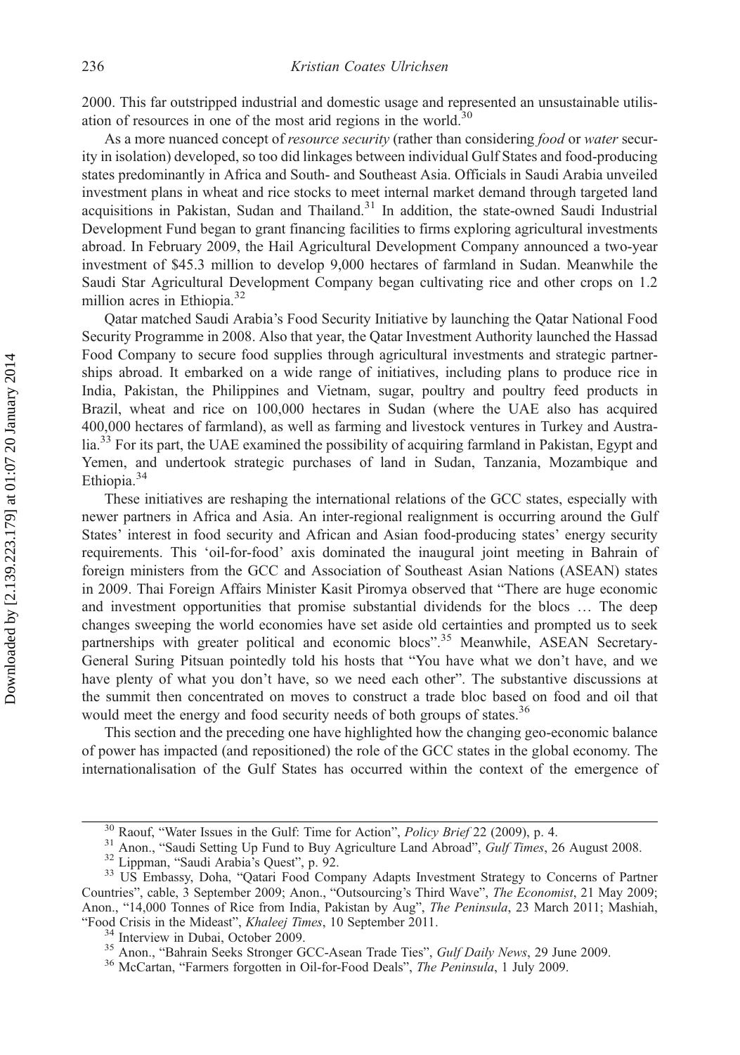2000. This far outstripped industrial and domestic usage and represented an unsustainable utilisation of resources in one of the most arid regions in the world.[30]

As a more nuanced concept of *resource security* (rather than considering *food* or *water* security in isolation) developed, so too did linkages between individual Gulf States and food-producing states predominantly in Africa and South- and Southeast Asia. Officials in Saudi Arabia unveiled investment plans in wheat and rice stocks to meet internal market demand through targeted land acquisitions in Pakistan, Sudan and Thailand.[31] In addition, the state-owned Saudi Industrial Development Fund began to grant financing facilities to firms exploring agricultural investments abroad. In February 2009, the Hail Agricultural Development Company announced a two-year investment of $45.3 million to develop 9,000 hectares of farmland in Sudan. Meanwhile the Saudi Star Agricultural Development Company began cultivating rice and other crops on 1.2 million acres in Ethiopia.[32]

Qatar matched Saudi Arabia's Food Security Initiative by launching the Qatar National Food Security Programme in 2008. Also that year, the Qatar Investment Authority launched the Hassad Food Company to secure food supplies through agricultural investments and strategic partnerships abroad. It embarked on a wide range of initiatives, including plans to produce rice in India, Pakistan, the Philippines and Vietnam, sugar, poultry and poultry feed products in Brazil, wheat and rice on 100,000 hectares in Sudan (where the UAE also has acquired 400,000 hectares of farmland), as well as farming and livestock ventures in Turkey and Australia.[33] For its part, the UAE examined the possibility of acquiring farmland in Pakistan, Egypt and Yemen, and undertook strategic purchases of land in Sudan, Tanzania, Mozambique and Ethiopia.[34]

These initiatives are reshaping the international relations of the GCC states, especially with newer partners in Africa and Asia. An inter-regional realignment is occurring around the Gulf States' interest in food security and African and Asian food-producing states' energy security requirements. This 'oil-for-food' axis dominated the inaugural joint meeting in Bahrain of foreign ministers from the GCC and Association of Southeast Asian Nations (ASEAN) states in 2009. Thai Foreign Affairs Minister Kasit Piromya observed that "There are huge economic and investment opportunities that promise substantial dividends for the blocs … The deep changes sweeping the world economies have set aside old certainties and prompted us to seek partnerships with greater political and economic blocs".[35] Meanwhile, ASEAN Secretary-General Suring Pitsuan pointedly told his hosts that "You have what we don't have, and we have plenty of what you don't have, so we need each other". The substantive discussions at the summit then concentrated on moves to construct a trade bloc based on food and oil that would meet the energy and food security needs of both groups of states.[36]

This section and the preceding one have highlighted how the changing geo-economic balance of power has impacted (and repositioned) the role of the GCC states in the global economy. The internationalisation of the Gulf States has occurred within the context of the emergence of

---

[30] Raouf, "Water Issues in the Gulf: Time for Action", *Policy Brief* 22 (2009), p. 4.

[31] Anon., "Saudi Setting Up Fund to Buy Agriculture Land Abroad", *Gulf Times*, 26 August 2008.

[32] Lippman, "Saudi Arabia's Quest", p. 92.

[33] US Embassy, Doha, "Qatari Food Company Adapts Investment Strategy to Concerns of Partner Countries", cable, 3 September 2009; Anon., "Outsourcing's Third Wave", *The Economist*, 21 May 2009; Anon., "14,000 Tonnes of Rice from India, Pakistan by Aug", *The Peninsula*, 23 March 2011; Mashiah, "Food Crisis in the Mideast", *Khaleej Times*, 10 September 2011.

[34] Interview in Dubai, October 2009.

[35] Anon., "Bahrain Seeks Stronger GCC-Asean Trade Ties", *Gulf Daily News*, 29 June 2009.

[36] McCartan, "Farmers forgotten in Oil-for-Food Deals", *The Peninsula*, 1 July 2009.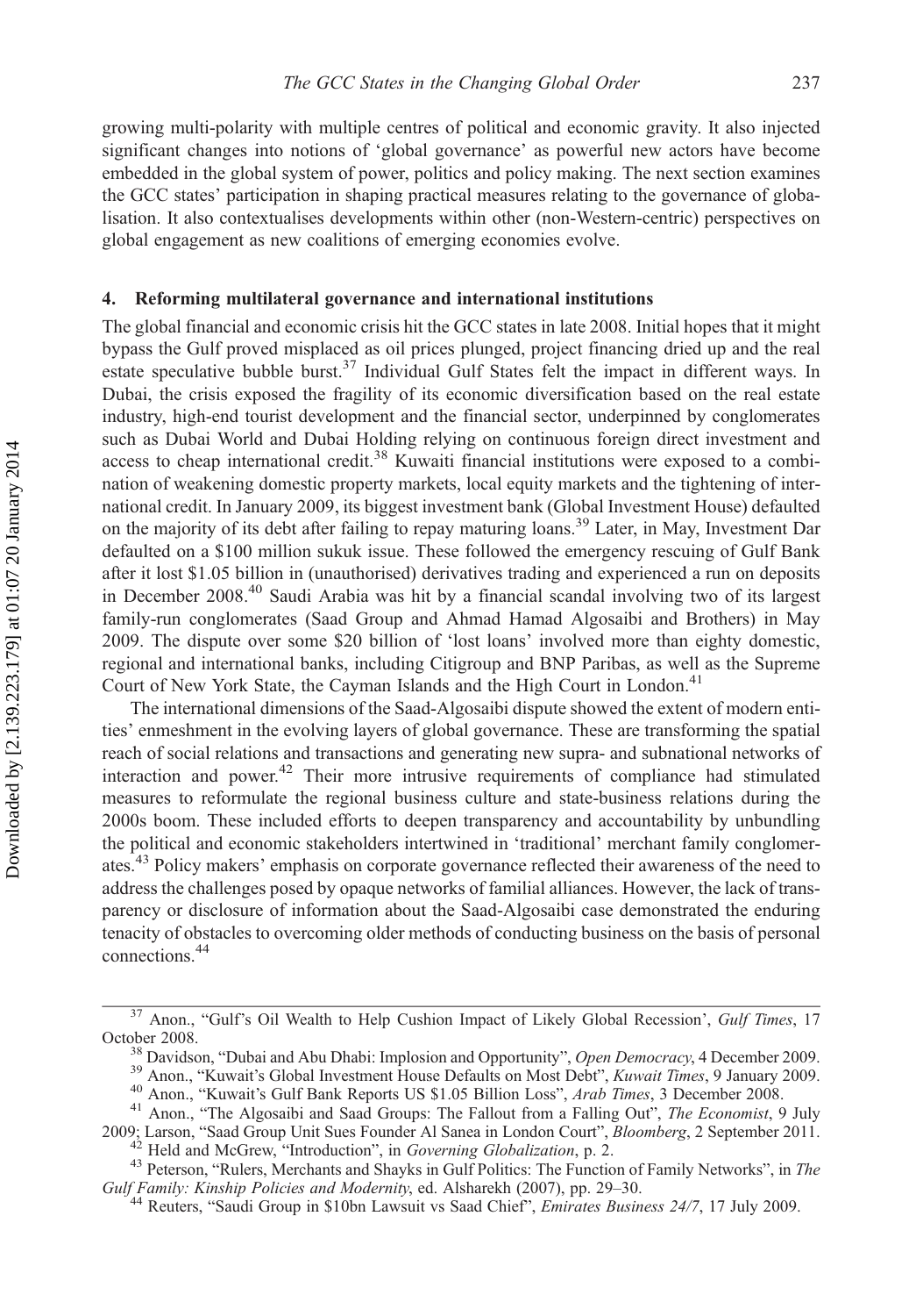growing multi-polarity with multiple centres of political and economic gravity. It also injected significant changes into notions of 'global governance' as powerful new actors have become embedded in the global system of power, politics and policy making. The next section examines the GCC states' participation in shaping practical measures relating to the governance of globalisation. It also contextualises developments within other (non-Western-centric) perspectives on global engagement as new coalitions of emerging economies evolve.

## 4. Reforming multilateral governance and international institutions

The global financial and economic crisis hit the GCC states in late 2008. Initial hopes that it might bypass the Gulf proved misplaced as oil prices plunged, project financing dried up and the real estate speculative bubble burst.[37] Individual Gulf States felt the impact in different ways. In Dubai, the crisis exposed the fragility of its economic diversification based on the real estate industry, high-end tourist development and the financial sector, underpinned by conglomerates such as Dubai World and Dubai Holding relying on continuous foreign direct investment and access to cheap international credit.[38] Kuwaiti financial institutions were exposed to a combination of weakening domestic property markets, local equity markets and the tightening of international credit. In January 2009, its biggest investment bank (Global Investment House) defaulted on the majority of its debt after failing to repay maturing loans.[39] Later, in May, Investment Dar defaulted on a $100 million sukuk issue. These followed the emergency rescuing of Gulf Bank after it lost $1.05 billion in (unauthorised) derivatives trading and experienced a run on deposits in December 2008.[40] Saudi Arabia was hit by a financial scandal involving two of its largest family-run conglomerates (Saad Group and Ahmad Hamad Algosaibi and Brothers) in May 2009. The dispute over some $20 billion of 'lost loans' involved more than eighty domestic, regional and international banks, including Citigroup and BNP Paribas, as well as the Supreme Court of New York State, the Cayman Islands and the High Court in London.[41]

The international dimensions of the Saad-Algosaibi dispute showed the extent of modern entities' enmeshment in the evolving layers of global governance. These are transforming the spatial reach of social relations and transactions and generating new supra- and subnational networks of interaction and power.[42] Their more intrusive requirements of compliance had stimulated measures to reformulate the regional business culture and state-business relations during the 2000s boom. These included efforts to deepen transparency and accountability by unbundling the political and economic stakeholders intertwined in 'traditional' merchant family conglomerates.[43] Policy makers' emphasis on corporate governance reflected their awareness of the need to address the challenges posed by opaque networks of familial alliances. However, the lack of transparency or disclosure of information about the Saad-Algosaibi case demonstrated the enduring tenacity of obstacles to overcoming older methods of conducting business on the basis of personal connections.[44]

---

[37] Anon., "Gulf's Oil Wealth to Help Cushion Impact of Likely Global Recession', *Gulf Times*, 17 October 2008.

[38] Davidson, "Dubai and Abu Dhabi: Implosion and Opportunity", *Open Democracy*, 4 December 2009.

[39] Anon., "Kuwait's Global Investment House Defaults on Most Debt", *Kuwait Times*, 9 January 2009.

[40] Anon., "Kuwait's Gulf Bank Reports US $1.05 Billion Loss", *Arab Times*, 3 December 2008.

[41] Anon., "The Algosaibi and Saad Groups: The Fallout from a Falling Out", *The Economist*, 9 July 2009; Larson, "Saad Group Unit Sues Founder Al Sanea in London Court", *Bloomberg*, 2 September 2011.

[42] Held and McGrew, "Introduction", in *Governing Globalization*, p. 2.

[43] Peterson, "Rulers, Merchants and Shayks in Gulf Politics: The Function of Family Networks", in *The Gulf Family: Kinship Policies and Modernity*, ed. Alsharekh (2007), pp. 29–30.

[44] Reuters, "Saudi Group in $10bn Lawsuit vs Saad Chief", *Emirates Business 24/7*, 17 July 2009.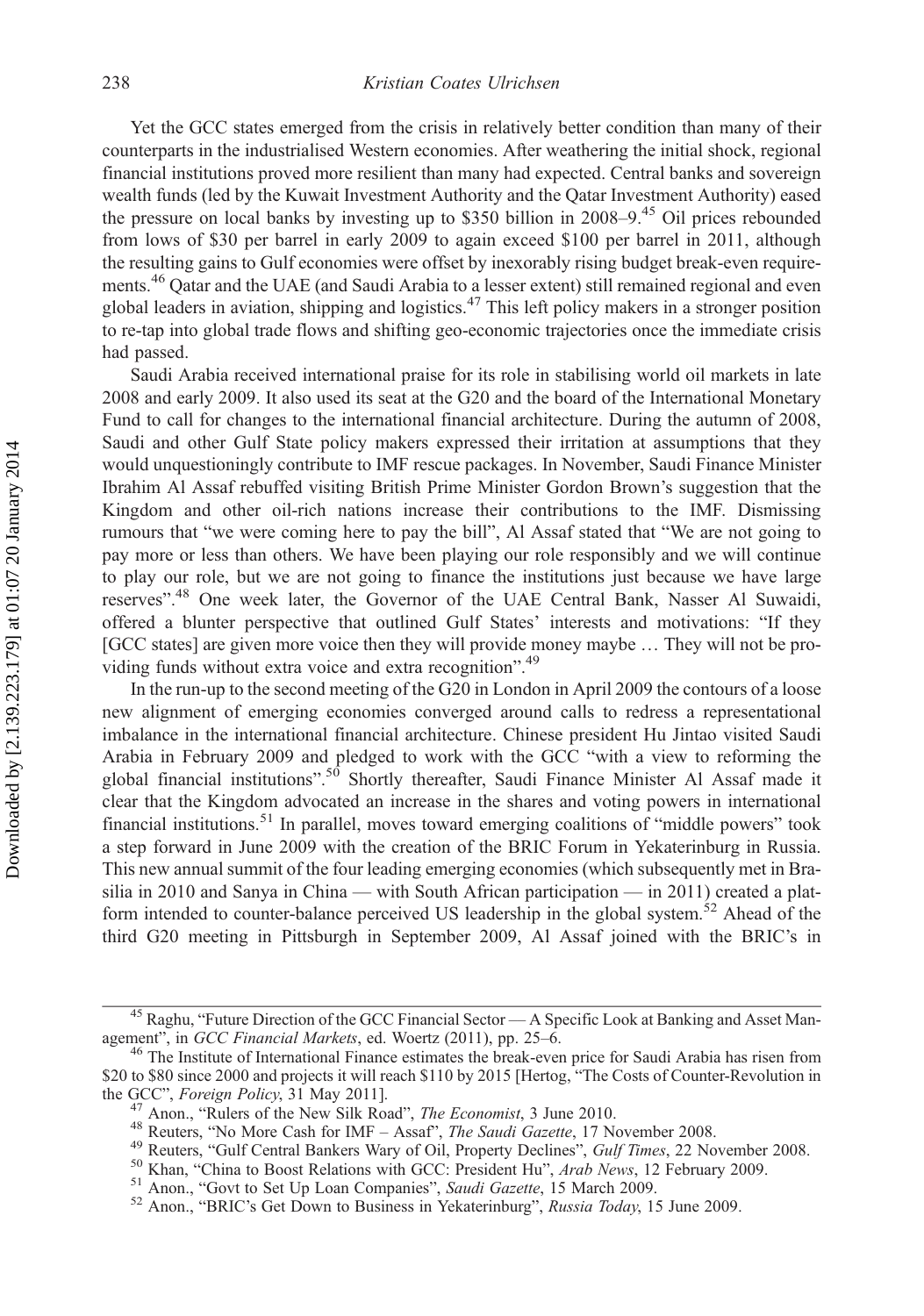Yet the GCC states emerged from the crisis in relatively better condition than many of their counterparts in the industrialised Western economies. After weathering the initial shock, regional financial institutions proved more resilient than many had expected. Central banks and sovereign wealth funds (led by the Kuwait Investment Authority and the Qatar Investment Authority) eased the pressure on local banks by investing up to $350 billion in 2008–9.[45] Oil prices rebounded from lows of $30 per barrel in early 2009 to again exceed $100 per barrel in 2011, although the resulting gains to Gulf economies were offset by inexorably rising budget break-even requirements.[46] Qatar and the UAE (and Saudi Arabia to a lesser extent) still remained regional and even global leaders in aviation, shipping and logistics.[47] This left policy makers in a stronger position to re-tap into global trade flows and shifting geo-economic trajectories once the immediate crisis had passed.

Saudi Arabia received international praise for its role in stabilising world oil markets in late 2008 and early 2009. It also used its seat at the G20 and the board of the International Monetary Fund to call for changes to the international financial architecture. During the autumn of 2008, Saudi and other Gulf State policy makers expressed their irritation at assumptions that they would unquestioningly contribute to IMF rescue packages. In November, Saudi Finance Minister Ibrahim Al Assaf rebuffed visiting British Prime Minister Gordon Brown's suggestion that the Kingdom and other oil-rich nations increase their contributions to the IMF. Dismissing rumours that "we were coming here to pay the bill", Al Assaf stated that "We are not going to pay more or less than others. We have been playing our role responsibly and we will continue to play our role, but we are not going to finance the institutions just because we have large reserves".[48] One week later, the Governor of the UAE Central Bank, Nasser Al Suwaidi, offered a blunter perspective that outlined Gulf States' interests and motivations: "If they [GCC states] are given more voice then they will provide money maybe … They will not be providing funds without extra voice and extra recognition".[49]

In the run-up to the second meeting of the G20 in London in April 2009 the contours of a loose new alignment of emerging economies converged around calls to redress a representational imbalance in the international financial architecture. Chinese president Hu Jintao visited Saudi Arabia in February 2009 and pledged to work with the GCC "with a view to reforming the global financial institutions".[50] Shortly thereafter, Saudi Finance Minister Al Assaf made it clear that the Kingdom advocated an increase in the shares and voting powers in international financial institutions.[51] In parallel, moves toward emerging coalitions of "middle powers" took a step forward in June 2009 with the creation of the BRIC Forum in Yekaterinburg in Russia. This new annual summit of the four leading emerging economies (which subsequently met in Brasilia in 2010 and Sanya in China — with South African participation — in 2011) created a platform intended to counter-balance perceived US leadership in the global system.[52] Ahead of the third G20 meeting in Pittsburgh in September 2009, Al Assaf joined with the BRIC's in

---

[45] Raghu, "Future Direction of the GCC Financial Sector — A Specific Look at Banking and Asset Management", in *GCC Financial Markets*, ed. Woertz (2011), pp. 25–6.

[46] The Institute of International Finance estimates the break-even price for Saudi Arabia has risen from $20 to $80 since 2000 and projects it will reach $110 by 2015 [Hertog, "The Costs of Counter-Revolution in the GCC", *Foreign Policy*, 31 May 2011].

[47] Anon., "Rulers of the New Silk Road", *The Economist*, 3 June 2010.

[48] Reuters, "No More Cash for IMF – Assaf", *The Saudi Gazette*, 17 November 2008.

[49] Reuters, "Gulf Central Bankers Wary of Oil, Property Declines", *Gulf Times*, 22 November 2008.

[50] Khan, "China to Boost Relations with GCC: President Hu", *Arab News*, 12 February 2009.

[51] Anon., "Govt to Set Up Loan Companies", *Saudi Gazette*, 15 March 2009.

[52] Anon., "BRIC's Get Down to Business in Yekaterinburg", *Russia Today*, 15 June 2009.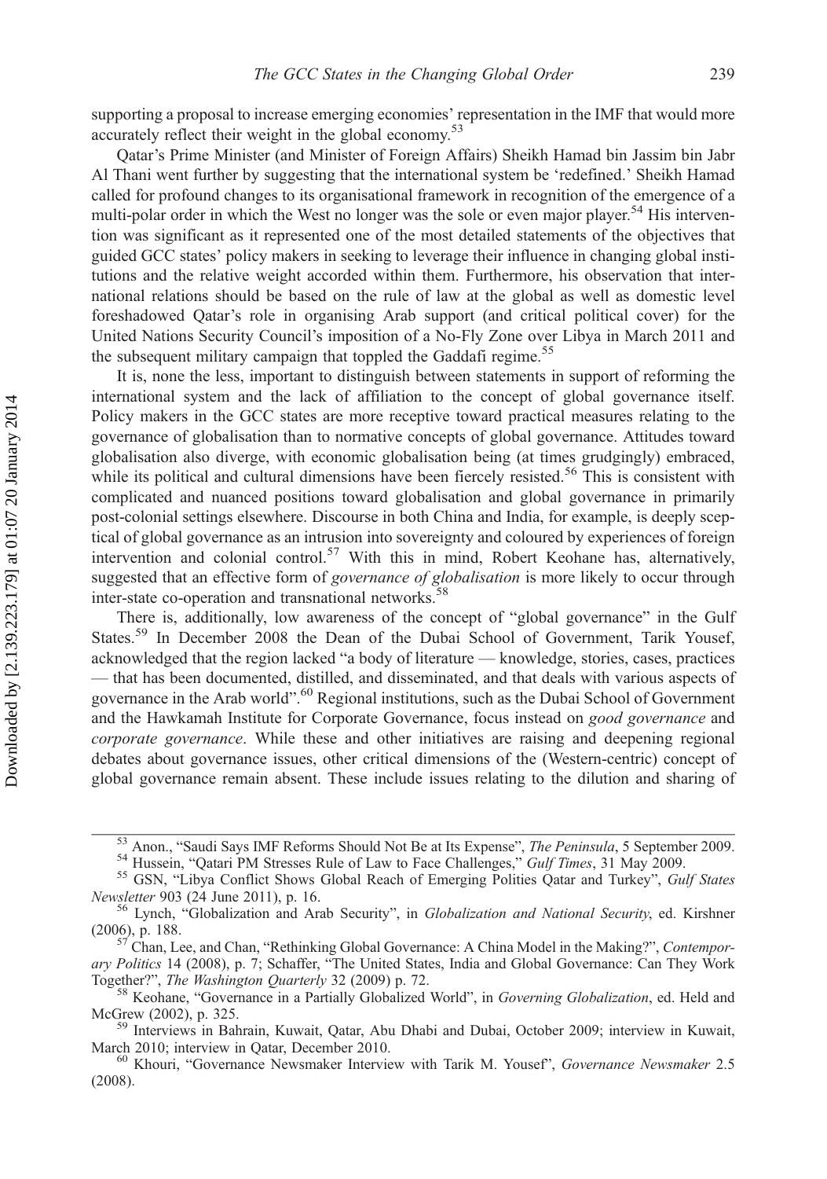supporting a proposal to increase emerging economies' representation in the IMF that would more accurately reflect their weight in the global economy.[53]

Qatar's Prime Minister (and Minister of Foreign Affairs) Sheikh Hamad bin Jassim bin Jabr Al Thani went further by suggesting that the international system be 'redefined.' Sheikh Hamad called for profound changes to its organisational framework in recognition of the emergence of a multi-polar order in which the West no longer was the sole or even major player.[54] His intervention was significant as it represented one of the most detailed statements of the objectives that guided GCC states' policy makers in seeking to leverage their influence in changing global institutions and the relative weight accorded within them. Furthermore, his observation that international relations should be based on the rule of law at the global as well as domestic level foreshadowed Qatar's role in organising Arab support (and critical political cover) for the United Nations Security Council's imposition of a No-Fly Zone over Libya in March 2011 and the subsequent military campaign that toppled the Gaddafi regime.[55]

It is, none the less, important to distinguish between statements in support of reforming the international system and the lack of affiliation to the concept of global governance itself. Policy makers in the GCC states are more receptive toward practical measures relating to the governance of globalisation than to normative concepts of global governance. Attitudes toward globalisation also diverge, with economic globalisation being (at times grudgingly) embraced, while its political and cultural dimensions have been fiercely resisted.[56] This is consistent with complicated and nuanced positions toward globalisation and global governance in primarily post-colonial settings elsewhere. Discourse in both China and India, for example, is deeply sceptical of global governance as an intrusion into sovereignty and coloured by experiences of foreign intervention and colonial control.[57] With this in mind, Robert Keohane has, alternatively, suggested that an effective form of *governance of globalisation* is more likely to occur through inter-state co-operation and transnational networks.[58]

There is, additionally, low awareness of the concept of "global governance" in the Gulf States.[59] In December 2008 the Dean of the Dubai School of Government, Tarik Yousef, acknowledged that the region lacked "a body of literature — knowledge, stories, cases, practices — that has been documented, distilled, and disseminated, and that deals with various aspects of governance in the Arab world".[60] Regional institutions, such as the Dubai School of Government and the Hawkamah Institute for Corporate Governance, focus instead on *good governance* and *corporate governance*. While these and other initiatives are raising and deepening regional debates about governance issues, other critical dimensions of the (Western-centric) concept of global governance remain absent. These include issues relating to the dilution and sharing of

---

[53] Anon., "Saudi Says IMF Reforms Should Not Be at Its Expense", *The Peninsula*, 5 September 2009.

[54] Hussein, "Qatari PM Stresses Rule of Law to Face Challenges," *Gulf Times*, 31 May 2009.

[55] GSN, "Libya Conflict Shows Global Reach of Emerging Polities Qatar and Turkey", *Gulf States Newsletter* 903 (24 June 2011), p. 16.

[56] Lynch, "Globalization and Arab Security", in *Globalization and National Security*, ed. Kirshner (2006), p. 188.

[57] Chan, Lee, and Chan, "Rethinking Global Governance: A China Model in the Making?", *Contemporary Politics* 14 (2008), p. 7; Schaffer, "The United States, India and Global Governance: Can They Work Together?", *The Washington Quarterly* 32 (2009) p. 72.

[58] Keohane, "Governance in a Partially Globalized World", in *Governing Globalization*, ed. Held and McGrew (2002), p. 325.

[59] Interviews in Bahrain, Kuwait, Qatar, Abu Dhabi and Dubai, October 2009; interview in Kuwait, March 2010; interview in Qatar, December 2010.

[60] Khouri, "Governance Newsmaker Interview with Tarik M. Yousef", *Governance Newsmaker* 2.5 (2008).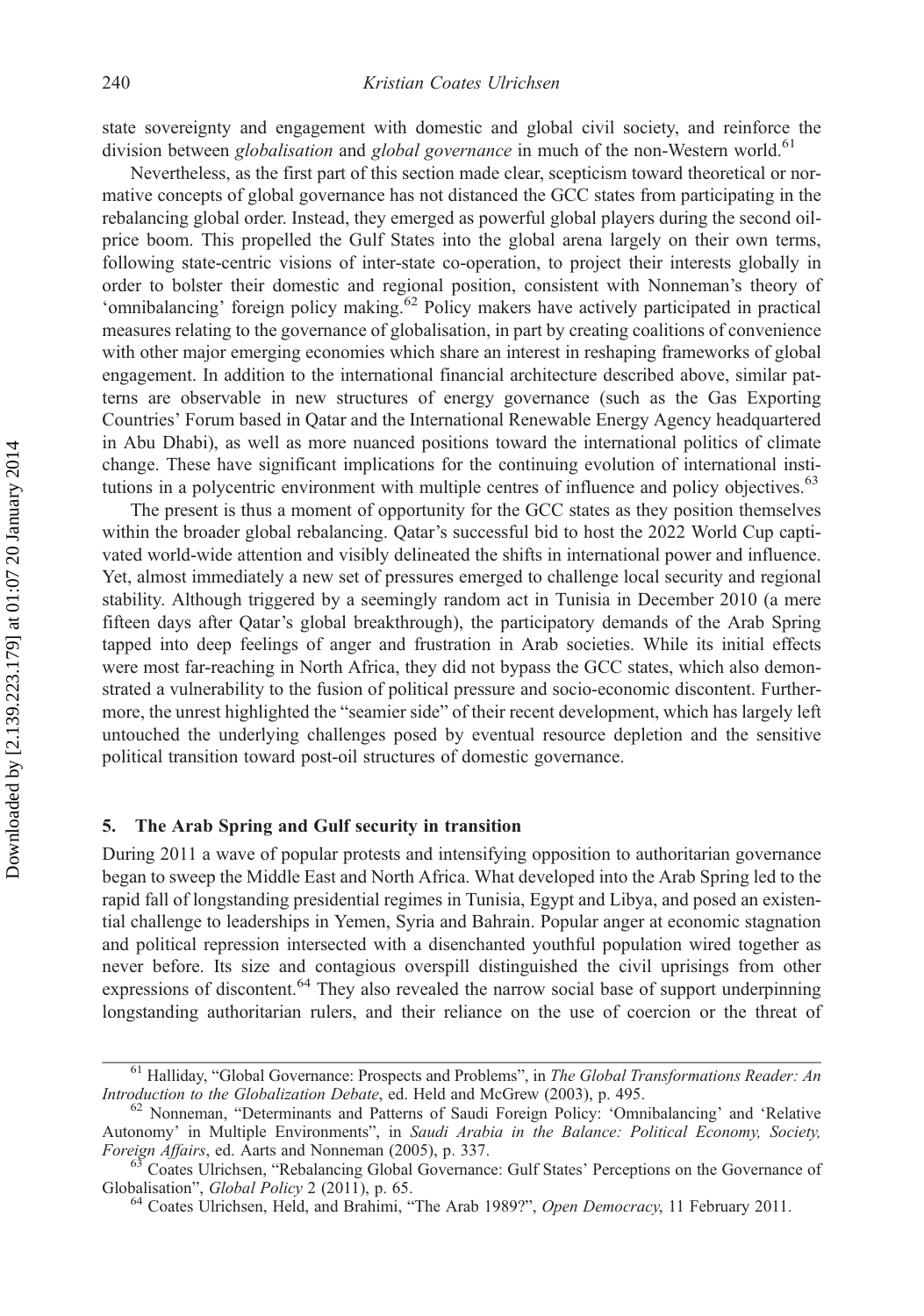state sovereignty and engagement with domestic and global civil society, and reinforce the division between *globalisation* and *global governance* in much of the non-Western world.[61]

Nevertheless, as the first part of this section made clear, scepticism toward theoretical or normative concepts of global governance has not distanced the GCC states from participating in the rebalancing global order. Instead, they emerged as powerful global players during the second oil-price boom. This propelled the Gulf States into the global arena largely on their own terms, following state-centric visions of inter-state co-operation, to project their interests globally in order to bolster their domestic and regional position, consistent with Nonneman's theory of 'omnibalancing' foreign policy making.[62] Policy makers have actively participated in practical measures relating to the governance of globalisation, in part by creating coalitions of convenience with other major emerging economies which share an interest in reshaping frameworks of global engagement. In addition to the international financial architecture described above, similar patterns are observable in new structures of energy governance (such as the Gas Exporting Countries' Forum based in Qatar and the International Renewable Energy Agency headquartered in Abu Dhabi), as well as more nuanced positions toward the international politics of climate change. These have significant implications for the continuing evolution of international institutions in a polycentric environment with multiple centres of influence and policy objectives.[63]

The present is thus a moment of opportunity for the GCC states as they position themselves within the broader global rebalancing. Qatar's successful bid to host the 2022 World Cup captivated world-wide attention and visibly delineated the shifts in international power and influence. Yet, almost immediately a new set of pressures emerged to challenge local security and regional stability. Although triggered by a seemingly random act in Tunisia in December 2010 (a mere fifteen days after Qatar's global breakthrough), the participatory demands of the Arab Spring tapped into deep feelings of anger and frustration in Arab societies. While its initial effects were most far-reaching in North Africa, they did not bypass the GCC states, which also demonstrated a vulnerability to the fusion of political pressure and socio-economic discontent. Furthermore, the unrest highlighted the "seamier side" of their recent development, which has largely left untouched the underlying challenges posed by eventual resource depletion and the sensitive political transition toward post-oil structures of domestic governance.

## 5. The Arab Spring and Gulf security in transition

During 2011 a wave of popular protests and intensifying opposition to authoritarian governance began to sweep the Middle East and North Africa. What developed into the Arab Spring led to the rapid fall of longstanding presidential regimes in Tunisia, Egypt and Libya, and posed an existential challenge to leaderships in Yemen, Syria and Bahrain. Popular anger at economic stagnation and political repression intersected with a disenchanted youthful population wired together as never before. Its size and contagious overspill distinguished the civil uprisings from other expressions of discontent.[64] They also revealed the narrow social base of support underpinning longstanding authoritarian rulers, and their reliance on the use of coercion or the threat of

---

[61] Halliday, "Global Governance: Prospects and Problems", in *The Global Transformations Reader: An Introduction to the Globalization Debate*, ed. Held and McGrew (2003), p. 495.

[62] Nonneman, "Determinants and Patterns of Saudi Foreign Policy: 'Omnibalancing' and 'Relative Autonomy' in Multiple Environments", in *Saudi Arabia in the Balance: Political Economy, Society, Foreign Affairs*, ed. Aarts and Nonneman (2005), p. 337.

[63] Coates Ulrichsen, "Rebalancing Global Governance: Gulf States' Perceptions on the Governance of Globalisation", *Global Policy* 2 (2011), p. 65.

[64] Coates Ulrichsen, Held, and Brahimi, "The Arab 1989?", *Open Democracy*, 11 February 2011.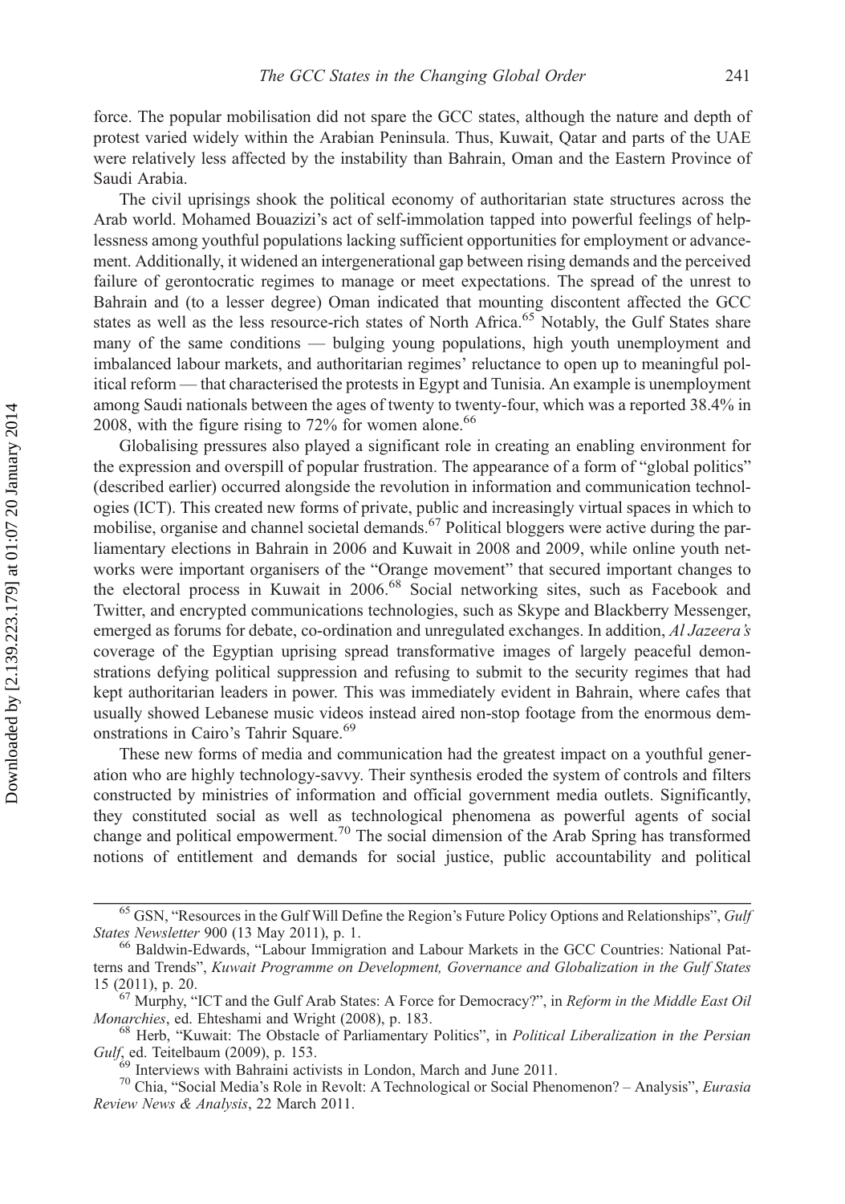force. The popular mobilisation did not spare the GCC states, although the nature and depth of protest varied widely within the Arabian Peninsula. Thus, Kuwait, Qatar and parts of the UAE were relatively less affected by the instability than Bahrain, Oman and the Eastern Province of Saudi Arabia.

The civil uprisings shook the political economy of authoritarian state structures across the Arab world. Mohamed Bouazizi's act of self-immolation tapped into powerful feelings of helplessness among youthful populations lacking sufficient opportunities for employment or advancement. Additionally, it widened an intergenerational gap between rising demands and the perceived failure of gerontocratic regimes to manage or meet expectations. The spread of the unrest to Bahrain and (to a lesser degree) Oman indicated that mounting discontent affected the GCC states as well as the less resource-rich states of North Africa.[65] Notably, the Gulf States share many of the same conditions — bulging young populations, high youth unemployment and imbalanced labour markets, and authoritarian regimes' reluctance to open up to meaningful political reform — that characterised the protests in Egypt and Tunisia. An example is unemployment among Saudi nationals between the ages of twenty to twenty-four, which was a reported 38.4% in 2008, with the figure rising to 72% for women alone.[66]

Globalising pressures also played a significant role in creating an enabling environment for the expression and overspill of popular frustration. The appearance of a form of "global politics" (described earlier) occurred alongside the revolution in information and communication technologies (ICT). This created new forms of private, public and increasingly virtual spaces in which to mobilise, organise and channel societal demands.[67] Political bloggers were active during the parliamentary elections in Bahrain in 2006 and Kuwait in 2008 and 2009, while online youth networks were important organisers of the "Orange movement" that secured important changes to the electoral process in Kuwait in 2006.[68] Social networking sites, such as Facebook and Twitter, and encrypted communications technologies, such as Skype and Blackberry Messenger, emerged as forums for debate, co-ordination and unregulated exchanges. In addition, *Al Jazeera's* coverage of the Egyptian uprising spread transformative images of largely peaceful demonstrations defying political suppression and refusing to submit to the security regimes that had kept authoritarian leaders in power. This was immediately evident in Bahrain, where cafes that usually showed Lebanese music videos instead aired non-stop footage from the enormous demonstrations in Cairo's Tahrir Square.[69]

These new forms of media and communication had the greatest impact on a youthful generation who are highly technology-savvy. Their synthesis eroded the system of controls and filters constructed by ministries of information and official government media outlets. Significantly, they constituted social as well as technological phenomena as powerful agents of social change and political empowerment.[70] The social dimension of the Arab Spring has transformed notions of entitlement and demands for social justice, public accountability and political

---

[65] GSN, "Resources in the Gulf Will Define the Region's Future Policy Options and Relationships", *Gulf States Newsletter* 900 (13 May 2011), p. 1.

[66] Baldwin-Edwards, "Labour Immigration and Labour Markets in the GCC Countries: National Patterns and Trends", *Kuwait Programme on Development, Governance and Globalization in the Gulf States* 15 (2011), p. 20.

[67] Murphy, "ICT and the Gulf Arab States: A Force for Democracy?", in *Reform in the Middle East Oil Monarchies*, ed. Ehteshami and Wright (2008), p. 183.

[68] Herb, "Kuwait: The Obstacle of Parliamentary Politics", in *Political Liberalization in the Persian Gulf*, ed. Teitelbaum (2009), p. 153.

[69] Interviews with Bahraini activists in London, March and June 2011.

[70] Chia, "Social Media's Role in Revolt: A Technological or Social Phenomenon? – Analysis", *Eurasia Review News & Analysis*, 22 March 2011.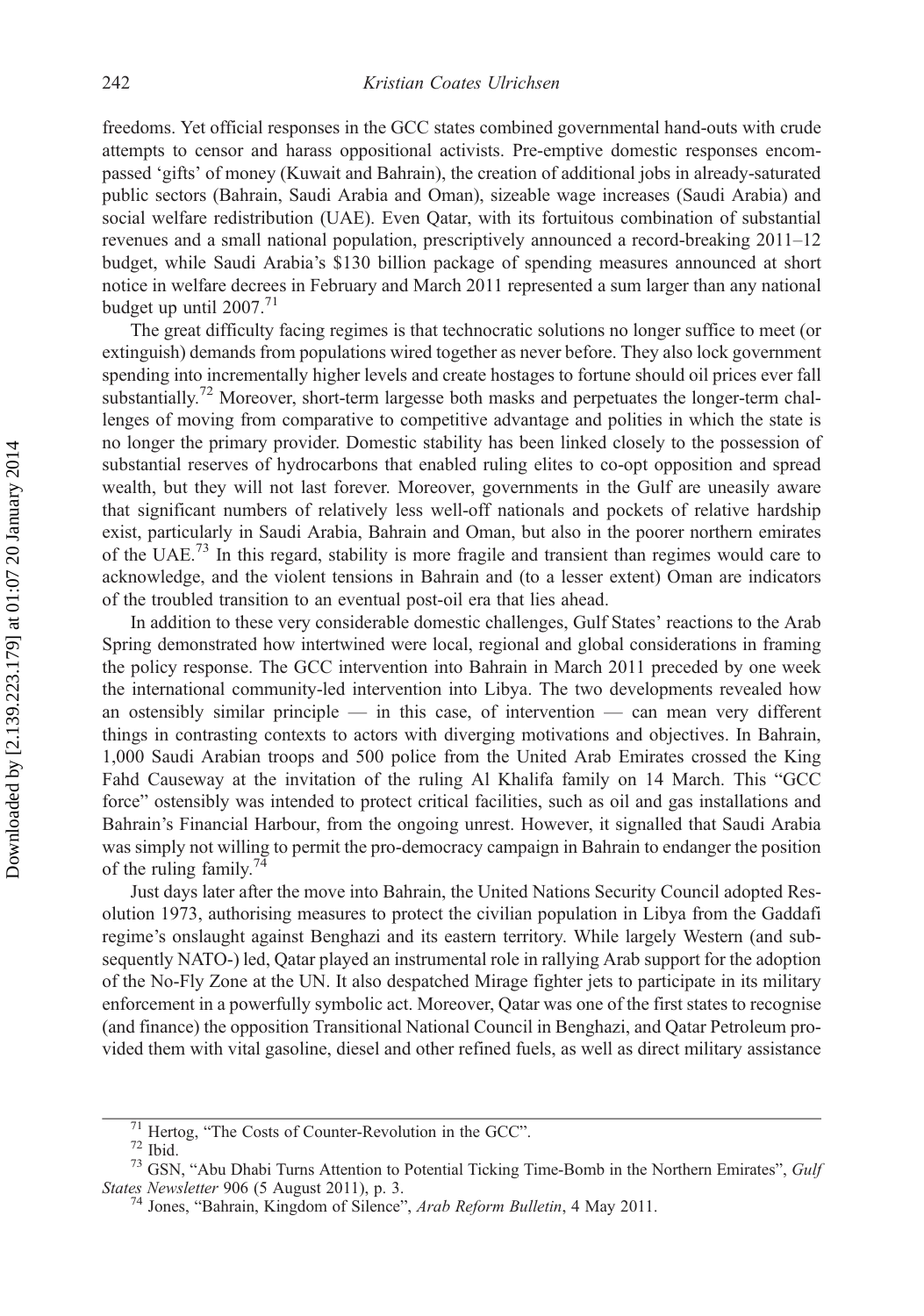freedoms. Yet official responses in the GCC states combined governmental hand-outs with crude attempts to censor and harass oppositional activists. Pre-emptive domestic responses encompassed 'gifts' of money (Kuwait and Bahrain), the creation of additional jobs in already-saturated public sectors (Bahrain, Saudi Arabia and Oman), sizeable wage increases (Saudi Arabia) and social welfare redistribution (UAE). Even Qatar, with its fortuitous combination of substantial revenues and a small national population, prescriptively announced a record-breaking 2011–12 budget, while Saudi Arabia's $130 billion package of spending measures announced at short notice in welfare decrees in February and March 2011 represented a sum larger than any national budget up until 2007.[71]

The great difficulty facing regimes is that technocratic solutions no longer suffice to meet (or extinguish) demands from populations wired together as never before. They also lock government spending into incrementally higher levels and create hostages to fortune should oil prices ever fall substantially.[72] Moreover, short-term largesse both masks and perpetuates the longer-term challenges of moving from comparative to competitive advantage and polities in which the state is no longer the primary provider. Domestic stability has been linked closely to the possession of substantial reserves of hydrocarbons that enabled ruling elites to co-opt opposition and spread wealth, but they will not last forever. Moreover, governments in the Gulf are uneasily aware that significant numbers of relatively less well-off nationals and pockets of relative hardship exist, particularly in Saudi Arabia, Bahrain and Oman, but also in the poorer northern emirates of the UAE.[73] In this regard, stability is more fragile and transient than regimes would care to acknowledge, and the violent tensions in Bahrain and (to a lesser extent) Oman are indicators of the troubled transition to an eventual post-oil era that lies ahead.

In addition to these very considerable domestic challenges, Gulf States' reactions to the Arab Spring demonstrated how intertwined were local, regional and global considerations in framing the policy response. The GCC intervention into Bahrain in March 2011 preceded by one week the international community-led intervention into Libya. The two developments revealed how an ostensibly similar principle — in this case, of intervention — can mean very different things in contrasting contexts to actors with diverging motivations and objectives. In Bahrain, 1,000 Saudi Arabian troops and 500 police from the United Arab Emirates crossed the King Fahd Causeway at the invitation of the ruling Al Khalifa family on 14 March. This "GCC force" ostensibly was intended to protect critical facilities, such as oil and gas installations and Bahrain's Financial Harbour, from the ongoing unrest. However, it signalled that Saudi Arabia was simply not willing to permit the pro-democracy campaign in Bahrain to endanger the position of the ruling family.[74]

Just days later after the move into Bahrain, the United Nations Security Council adopted Resolution 1973, authorising measures to protect the civilian population in Libya from the Gaddafi regime's onslaught against Benghazi and its eastern territory. While largely Western (and subsequently NATO-) led, Qatar played an instrumental role in rallying Arab support for the adoption of the No-Fly Zone at the UN. It also despatched Mirage fighter jets to participate in its military enforcement in a powerfully symbolic act. Moreover, Qatar was one of the first states to recognise (and finance) the opposition Transitional National Council in Benghazi, and Qatar Petroleum provided them with vital gasoline, diesel and other refined fuels, as well as direct military assistance

---

[71] Hertog, "The Costs of Counter-Revolution in the GCC".

[72] Ibid.

[73] GSN, "Abu Dhabi Turns Attention to Potential Ticking Time-Bomb in the Northern Emirates", *Gulf States Newsletter* 906 (5 August 2011), p. 3.

[74] Jones, "Bahrain, Kingdom of Silence", *Arab Reform Bulletin*, 4 May 2011.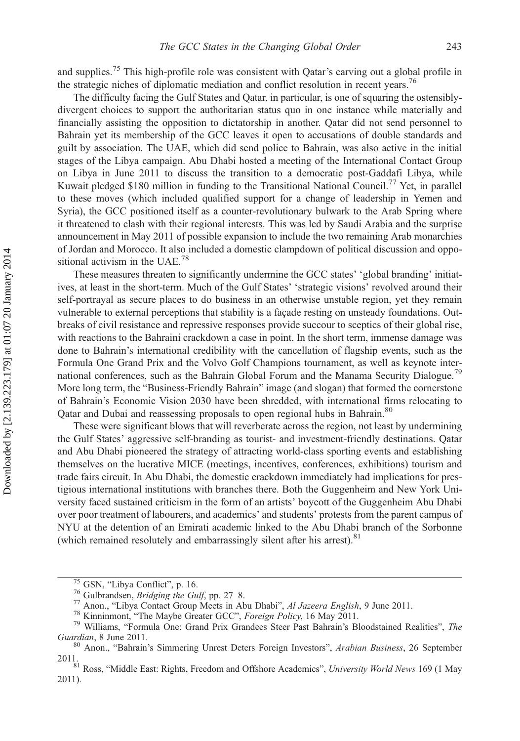and supplies.[75] This high-profile role was consistent with Qatar's carving out a global profile in the strategic niches of diplomatic mediation and conflict resolution in recent years.[76]

The difficulty facing the Gulf States and Qatar, in particular, is one of squaring the ostensibly-divergent choices to support the authoritarian status quo in one instance while materially and financially assisting the opposition to dictatorship in another. Qatar did not send personnel to Bahrain yet its membership of the GCC leaves it open to accusations of double standards and guilt by association. The UAE, which did send police to Bahrain, was also active in the initial stages of the Libya campaign. Abu Dhabi hosted a meeting of the International Contact Group on Libya in June 2011 to discuss the transition to a democratic post-Gaddafi Libya, while Kuwait pledged \$180 million in funding to the Transitional National Council.[77] Yet, in parallel to these moves (which included qualified support for a change of leadership in Yemen and Syria), the GCC positioned itself as a counter-revolutionary bulwark to the Arab Spring where it threatened to clash with their regional interests. This was led by Saudi Arabia and the surprise announcement in May 2011 of possible expansion to include the two remaining Arab monarchies of Jordan and Morocco. It also included a domestic clampdown of political discussion and oppositional activism in the UAE.[78]

These measures threaten to significantly undermine the GCC states' 'global branding' initiatives, at least in the short-term. Much of the Gulf States' 'strategic visions' revolved around their self-portrayal as secure places to do business in an otherwise unstable region, yet they remain vulnerable to external perceptions that stability is a façade resting on unsteady foundations. Outbreaks of civil resistance and repressive responses provide succour to sceptics of their global rise, with reactions to the Bahraini crackdown a case in point. In the short term, immense damage was done to Bahrain's international credibility with the cancellation of flagship events, such as the Formula One Grand Prix and the Volvo Golf Champions tournament, as well as keynote international conferences, such as the Bahrain Global Forum and the Manama Security Dialogue.[79] More long term, the "Business-Friendly Bahrain" image (and slogan) that formed the cornerstone of Bahrain's Economic Vision 2030 have been shredded, with international firms relocating to Qatar and Dubai and reassessing proposals to open regional hubs in Bahrain.[80]

These were significant blows that will reverberate across the region, not least by undermining the Gulf States' aggressive self-branding as tourist- and investment-friendly destinations. Qatar and Abu Dhabi pioneered the strategy of attracting world-class sporting events and establishing themselves on the lucrative MICE (meetings, incentives, conferences, exhibitions) tourism and trade fairs circuit. In Abu Dhabi, the domestic crackdown immediately had implications for prestigious international institutions with branches there. Both the Guggenheim and New York University faced sustained criticism in the form of an artists' boycott of the Guggenheim Abu Dhabi over poor treatment of labourers, and academics' and students' protests from the parent campus of NYU at the detention of an Emirati academic linked to the Abu Dhabi branch of the Sorbonne (which remained resolutely and embarrassingly silent after his arrest).[81]

---

[75] GSN, "Libya Conflict", p. 16.

[76] Gulbrandsen, *Bridging the Gulf*, pp. 27–8.

[77] Anon., "Libya Contact Group Meets in Abu Dhabi", *Al Jazeera English*, 9 June 2011.

[78] Kinninmont, "The Maybe Greater GCC", *Foreign Policy*, 16 May 2011.

[79] Williams, "Formula One: Grand Prix Grandees Steer Past Bahrain's Bloodstained Realities", *The Guardian*, 8 June 2011.

[80] Anon., "Bahrain's Simmering Unrest Deters Foreign Investors", *Arabian Business*, 26 September 2011.

[81] Ross, "Middle East: Rights, Freedom and Offshore Academics", *University World News* 169 (1 May 2011).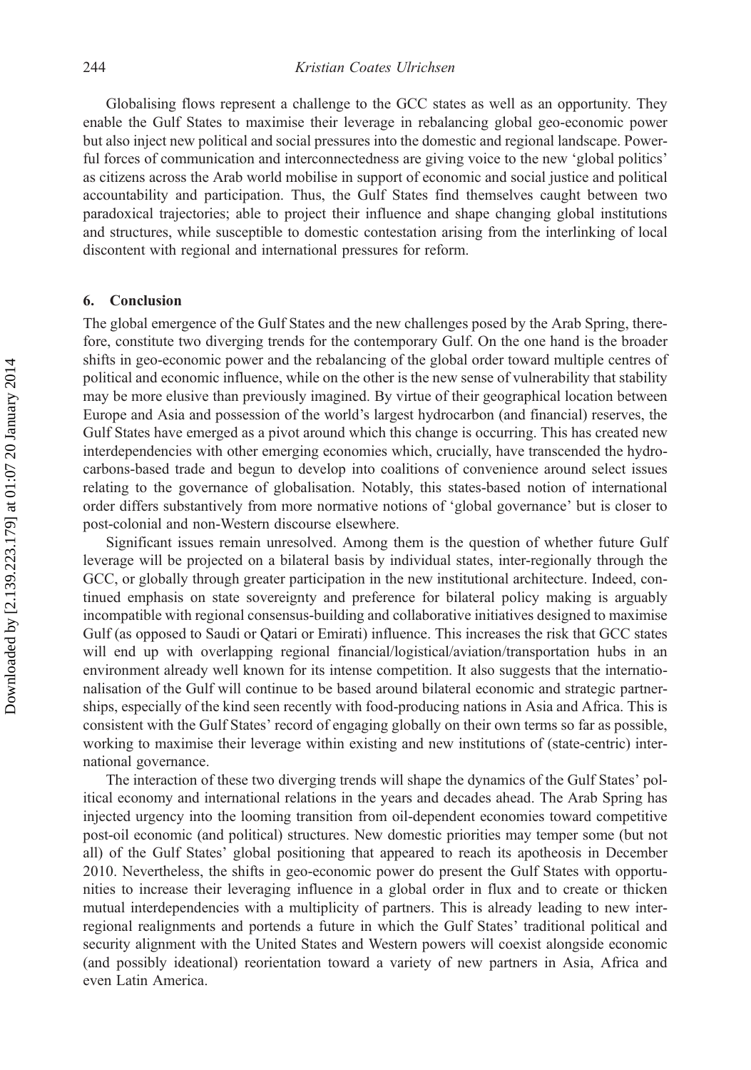Globalising flows represent a challenge to the GCC states as well as an opportunity. They enable the Gulf States to maximise their leverage in rebalancing global geo-economic power but also inject new political and social pressures into the domestic and regional landscape. Powerful forces of communication and interconnectedness are giving voice to the new 'global politics' as citizens across the Arab world mobilise in support of economic and social justice and political accountability and participation. Thus, the Gulf States find themselves caught between two paradoxical trajectories; able to project their influence and shape changing global institutions and structures, while susceptible to domestic contestation arising from the interlinking of local discontent with regional and international pressures for reform.

## 6. Conclusion

The global emergence of the Gulf States and the new challenges posed by the Arab Spring, therefore, constitute two diverging trends for the contemporary Gulf. On the one hand is the broader shifts in geo-economic power and the rebalancing of the global order toward multiple centres of political and economic influence, while on the other is the new sense of vulnerability that stability may be more elusive than previously imagined. By virtue of their geographical location between Europe and Asia and possession of the world's largest hydrocarbon (and financial) reserves, the Gulf States have emerged as a pivot around which this change is occurring. This has created new interdependencies with other emerging economies which, crucially, have transcended the hydrocarbons-based trade and begun to develop into coalitions of convenience around select issues relating to the governance of globalisation. Notably, this states-based notion of international order differs substantively from more normative notions of 'global governance' but is closer to post-colonial and non-Western discourse elsewhere.

Significant issues remain unresolved. Among them is the question of whether future Gulf leverage will be projected on a bilateral basis by individual states, inter-regionally through the GCC, or globally through greater participation in the new institutional architecture. Indeed, continued emphasis on state sovereignty and preference for bilateral policy making is arguably incompatible with regional consensus-building and collaborative initiatives designed to maximise Gulf (as opposed to Saudi or Qatari or Emirati) influence. This increases the risk that GCC states will end up with overlapping regional financial/logistical/aviation/transportation hubs in an environment already well known for its intense competition. It also suggests that the internationalisation of the Gulf will continue to be based around bilateral economic and strategic partnerships, especially of the kind seen recently with food-producing nations in Asia and Africa. This is consistent with the Gulf States' record of engaging globally on their own terms so far as possible, working to maximise their leverage within existing and new institutions of (state-centric) international governance.

The interaction of these two diverging trends will shape the dynamics of the Gulf States' political economy and international relations in the years and decades ahead. The Arab Spring has injected urgency into the looming transition from oil-dependent economies toward competitive post-oil economic (and political) structures. New domestic priorities may temper some (but not all) of the Gulf States' global positioning that appeared to reach its apotheosis in December 2010. Nevertheless, the shifts in geo-economic power do present the Gulf States with opportunities to increase their leveraging influence in a global order in flux and to create or thicken mutual interdependencies with a multiplicity of partners. This is already leading to new inter-regional realignments and portends a future in which the Gulf States' traditional political and security alignment with the United States and Western powers will coexist alongside economic (and possibly ideational) reorientation toward a variety of new partners in Asia, Africa and even Latin America.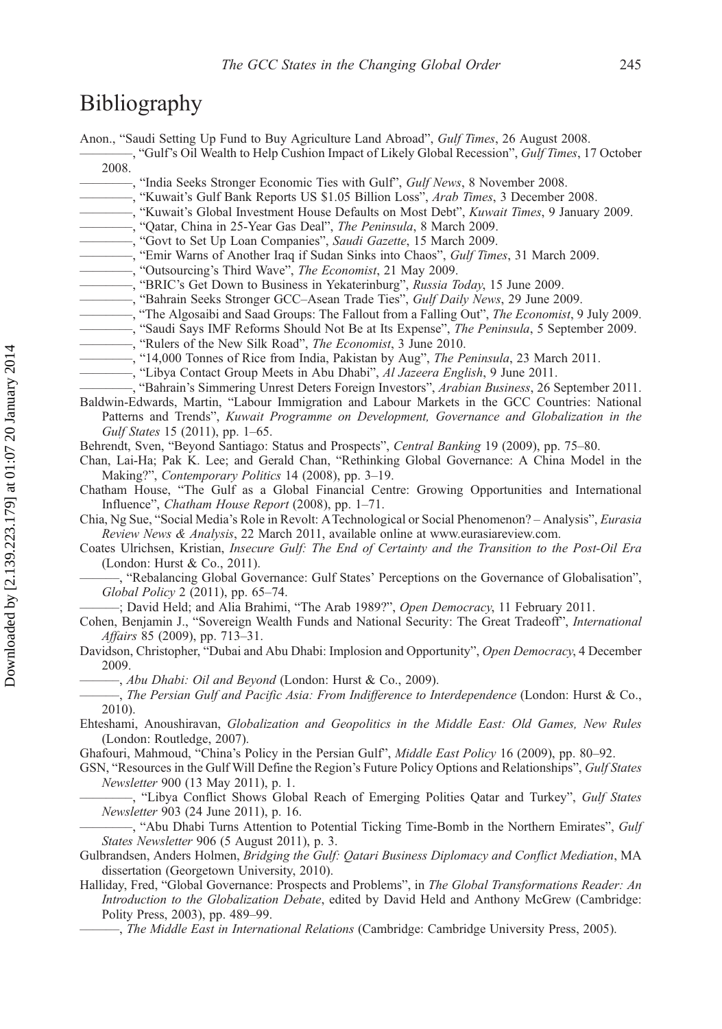# Bibliography

Anon., "Saudi Setting Up Fund to Buy Agriculture Land Abroad", *Gulf Times*, 26 August 2008.

————, "Gulf's Oil Wealth to Help Cushion Impact of Likely Global Recession", *Gulf Times*, 17 October 2008.

————, "India Seeks Stronger Economic Ties with Gulf", *Gulf News*, 8 November 2008.

————, "Kuwait's Gulf Bank Reports US $1.05 Billion Loss", *Arab Times*, 3 December 2008.

————, "Kuwait's Global Investment House Defaults on Most Debt", *Kuwait Times*, 9 January 2009.

————, "Qatar, China in 25-Year Gas Deal", *The Peninsula*, 8 March 2009.

————, "Govt to Set Up Loan Companies", *Saudi Gazette*, 15 March 2009.

————, "Emir Warns of Another Iraq if Sudan Sinks into Chaos", *Gulf Times*, 31 March 2009.

————, "Outsourcing's Third Wave", *The Economist*, 21 May 2009.

————, "BRIC's Get Down to Business in Yekaterinburg", *Russia Today*, 15 June 2009.

————, "Bahrain Seeks Stronger GCC–Asean Trade Ties", *Gulf Daily News*, 29 June 2009.

————, "The Algosaibi and Saad Groups: The Fallout from a Falling Out", *The Economist*, 9 July 2009.

————, "Saudi Says IMF Reforms Should Not Be at Its Expense", *The Peninsula*, 5 September 2009.

————, "Rulers of the New Silk Road", *The Economist*, 3 June 2010.

————, "14,000 Tonnes of Rice from India, Pakistan by Aug", *The Peninsula*, 23 March 2011.

————, "Libya Contact Group Meets in Abu Dhabi", *Al Jazeera English*, 9 June 2011.

————, "Bahrain's Simmering Unrest Deters Foreign Investors", *Arabian Business*, 26 September 2011.

Baldwin-Edwards, Martin, "Labour Immigration and Labour Markets in the GCC Countries: National Patterns and Trends", *Kuwait Programme on Development, Governance and Globalization in the Gulf States* 15 (2011), pp. 1–65.

Behrendt, Sven, "Beyond Santiago: Status and Prospects", *Central Banking* 19 (2009), pp. 75–80.

Chan, Lai-Ha; Pak K. Lee; and Gerald Chan, "Rethinking Global Governance: A China Model in the Making?", *Contemporary Politics* 14 (2008), pp. 3–19.

Chatham House, "The Gulf as a Global Financial Centre: Growing Opportunities and International Influence", *Chatham House Report* (2008), pp. 1–71.

Chia, Ng Sue, "Social Media's Role in Revolt: A Technological or Social Phenomenon? – Analysis", *Eurasia Review News & Analysis*, 22 March 2011, available online at www.eurasiareview.com.

Coates Ulrichsen, Kristian, *Insecure Gulf: The End of Certainty and the Transition to the Post-Oil Era* (London: Hurst & Co., 2011).

———, "Rebalancing Global Governance: Gulf States' Perceptions on the Governance of Globalisation", *Global Policy* 2 (2011), pp. 65–74.

———; David Held; and Alia Brahimi, "The Arab 1989?", *Open Democracy*, 11 February 2011.

Cohen, Benjamin J., "Sovereign Wealth Funds and National Security: The Great Tradeoff", *International Affairs* 85 (2009), pp. 713–31.

Davidson, Christopher, "Dubai and Abu Dhabi: Implosion and Opportunity", *Open Democracy*, 4 December 2009.

———, *Abu Dhabi: Oil and Beyond* (London: Hurst & Co., 2009).

———, *The Persian Gulf and Pacific Asia: From Indifference to Interdependence* (London: Hurst & Co., 2010).

Ehteshami, Anoushiravan, *Globalization and Geopolitics in the Middle East: Old Games, New Rules* (London: Routledge, 2007).

Ghafouri, Mahmoud, "China's Policy in the Persian Gulf", *Middle East Policy* 16 (2009), pp. 80–92.

GSN, "Resources in the Gulf Will Define the Region's Future Policy Options and Relationships", *Gulf States Newsletter* 900 (13 May 2011), p. 1.

————, "Libya Conflict Shows Global Reach of Emerging Polities Qatar and Turkey", *Gulf States Newsletter* 903 (24 June 2011), p. 16.

————, "Abu Dhabi Turns Attention to Potential Ticking Time-Bomb in the Northern Emirates", *Gulf States Newsletter* 906 (5 August 2011), p. 3.

Gulbrandsen, Anders Holmen, *Bridging the Gulf: Qatari Business Diplomacy and Conflict Mediation*, MA dissertation (Georgetown University, 2010).

Halliday, Fred, "Global Governance: Prospects and Problems", in *The Global Transformations Reader: An Introduction to the Globalization Debate*, edited by David Held and Anthony McGrew (Cambridge: Polity Press, 2003), pp. 489–99.

———, *The Middle East in International Relations* (Cambridge: Cambridge University Press, 2005).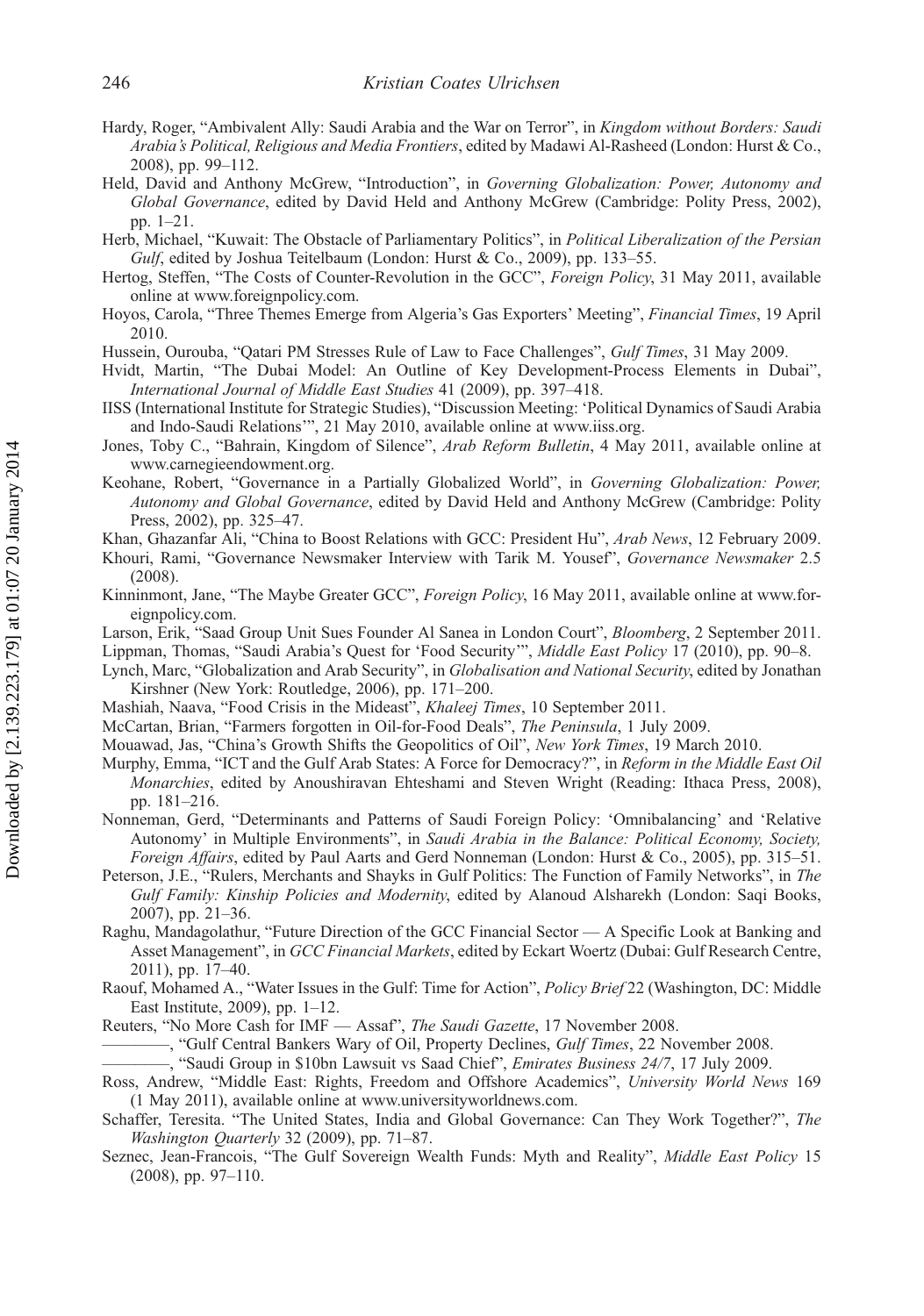Hardy, Roger, "Ambivalent Ally: Saudi Arabia and the War on Terror", in *Kingdom without Borders: Saudi Arabia's Political, Religious and Media Frontiers*, edited by Madawi Al-Rasheed (London: Hurst & Co., 2008), pp. 99–112.

Held, David and Anthony McGrew, "Introduction", in *Governing Globalization: Power, Autonomy and Global Governance*, edited by David Held and Anthony McGrew (Cambridge: Polity Press, 2002), pp. 1–21.

Herb, Michael, "Kuwait: The Obstacle of Parliamentary Politics", in *Political Liberalization of the Persian Gulf*, edited by Joshua Teitelbaum (London: Hurst & Co., 2009), pp. 133–55.

Hertog, Steffen, "The Costs of Counter-Revolution in the GCC", *Foreign Policy*, 31 May 2011, available online at www.foreignpolicy.com.

Hoyos, Carola, "Three Themes Emerge from Algeria's Gas Exporters' Meeting", *Financial Times*, 19 April 2010.

Hussein, Ourouba, "Qatari PM Stresses Rule of Law to Face Challenges", *Gulf Times*, 31 May 2009.

Hvidt, Martin, "The Dubai Model: An Outline of Key Development-Process Elements in Dubai", *International Journal of Middle East Studies* 41 (2009), pp. 397–418.

IISS (International Institute for Strategic Studies), "Discussion Meeting: 'Political Dynamics of Saudi Arabia and Indo-Saudi Relations'", 21 May 2010, available online at www.iiss.org.

Jones, Toby C., "Bahrain, Kingdom of Silence", *Arab Reform Bulletin*, 4 May 2011, available online at www.carnegieendowment.org.

Keohane, Robert, "Governance in a Partially Globalized World", in *Governing Globalization: Power, Autonomy and Global Governance*, edited by David Held and Anthony McGrew (Cambridge: Polity Press, 2002), pp. 325–47.

Khan, Ghazanfar Ali, "China to Boost Relations with GCC: President Hu", *Arab News*, 12 February 2009.

Khouri, Rami, "Governance Newsmaker Interview with Tarik M. Yousef", *Governance Newsmaker* 2.5 (2008).

Kinninmont, Jane, "The Maybe Greater GCC", *Foreign Policy*, 16 May 2011, available online at www.foreignpolicy.com.

Larson, Erik, "Saad Group Unit Sues Founder Al Sanea in London Court", *Bloomberg*, 2 September 2011.

Lippman, Thomas, "Saudi Arabia's Quest for 'Food Security'", *Middle East Policy* 17 (2010), pp. 90–8.

Lynch, Marc, "Globalization and Arab Security", in *Globalisation and National Security*, edited by Jonathan Kirshner (New York: Routledge, 2006), pp. 171–200.

Mashiah, Naava, "Food Crisis in the Mideast", *Khaleej Times*, 10 September 2011.

McCartan, Brian, "Farmers forgotten in Oil-for-Food Deals", *The Peninsula*, 1 July 2009.

Mouawad, Jas, "China's Growth Shifts the Geopolitics of Oil", *New York Times*, 19 March 2010.

Murphy, Emma, "ICT and the Gulf Arab States: A Force for Democracy?", in *Reform in the Middle East Oil Monarchies*, edited by Anoushiravan Ehteshami and Steven Wright (Reading: Ithaca Press, 2008), pp. 181–216.

Nonneman, Gerd, "Determinants and Patterns of Saudi Foreign Policy: 'Omnibalancing' and 'Relative Autonomy' in Multiple Environments", in *Saudi Arabia in the Balance: Political Economy, Society, Foreign Affairs*, edited by Paul Aarts and Gerd Nonneman (London: Hurst & Co., 2005), pp. 315–51.

Peterson, J.E., "Rulers, Merchants and Shayks in Gulf Politics: The Function of Family Networks", in *The Gulf Family: Kinship Policies and Modernity*, edited by Alanoud Alsharekh (London: Saqi Books, 2007), pp. 21–36.

Raghu, Mandagolathur, "Future Direction of the GCC Financial Sector — A Specific Look at Banking and Asset Management", in *GCC Financial Markets*, edited by Eckart Woertz (Dubai: Gulf Research Centre, 2011), pp. 17–40.

Raouf, Mohamed A., "Water Issues in the Gulf: Time for Action", *Policy Brief* 22 (Washington, DC: Middle East Institute, 2009), pp. 1–12.

Reuters, "No More Cash for IMF — Assaf", *The Saudi Gazette*, 17 November 2008.

————, "Gulf Central Bankers Wary of Oil, Property Declines, *Gulf Times*, 22 November 2008.

————, "Saudi Group in \$10bn Lawsuit vs Saad Chief", *Emirates Business 24/7*, 17 July 2009.

Ross, Andrew, "Middle East: Rights, Freedom and Offshore Academics", *University World News* 169 (1 May 2011), available online at www.universityworldnews.com.

Schaffer, Teresita. "The United States, India and Global Governance: Can They Work Together?", *The Washington Quarterly* 32 (2009), pp. 71–87.

Seznec, Jean-Francois, "The Gulf Sovereign Wealth Funds: Myth and Reality", *Middle East Policy* 15 (2008), pp. 97–110.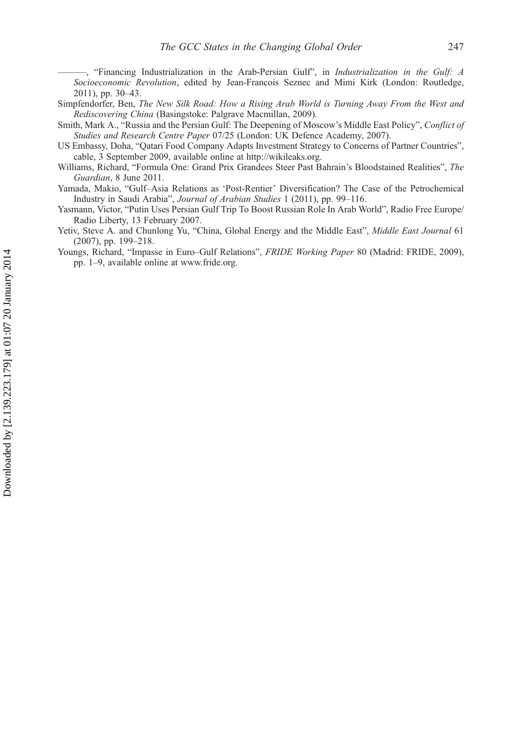———, "Financing Industrialization in the Arab-Persian Gulf", in *Industrialization in the Gulf: A Socioeconomic Revolution*, edited by Jean-Francois Seznec and Mimi Kirk (London: Routledge, 2011), pp. 30–43.

Simpfendorfer, Ben, *The New Silk Road: How a Rising Arab World is Turning Away From the West and Rediscovering China* (Basingstoke: Palgrave Macmillan, 2009).

Smith, Mark A., "Russia and the Persian Gulf: The Deepening of Moscow's Middle East Policy", *Conflict of Studies and Research Centre Paper* 07/25 (London: UK Defence Academy, 2007).

US Embassy, Doha, "Qatari Food Company Adapts Investment Strategy to Concerns of Partner Countries", cable, 3 September 2009, available online at http://wikileaks.org.

Williams, Richard, "Formula One: Grand Prix Grandees Steer Past Bahrain's Bloodstained Realities", *The Guardian*, 8 June 2011.

Yamada, Makio, "Gulf–Asia Relations as 'Post-Rentier' Diversification? The Case of the Petrochemical Industry in Saudi Arabia", *Journal of Arabian Studies* 1 (2011), pp. 99–116.

Yasmann, Victor, "Putin Uses Persian Gulf Trip To Boost Russian Role In Arab World", Radio Free Europe/Radio Liberty, 13 February 2007.

Yetiv, Steve A. and Chunlong Yu, "China, Global Energy and the Middle East", *Middle East Journal* 61 (2007), pp. 199–218.

Youngs, Richard, "Impasse in Euro–Gulf Relations", *FRIDE Working Paper* 80 (Madrid: FRIDE, 2009), pp. 1–9, available online at www.fride.org.